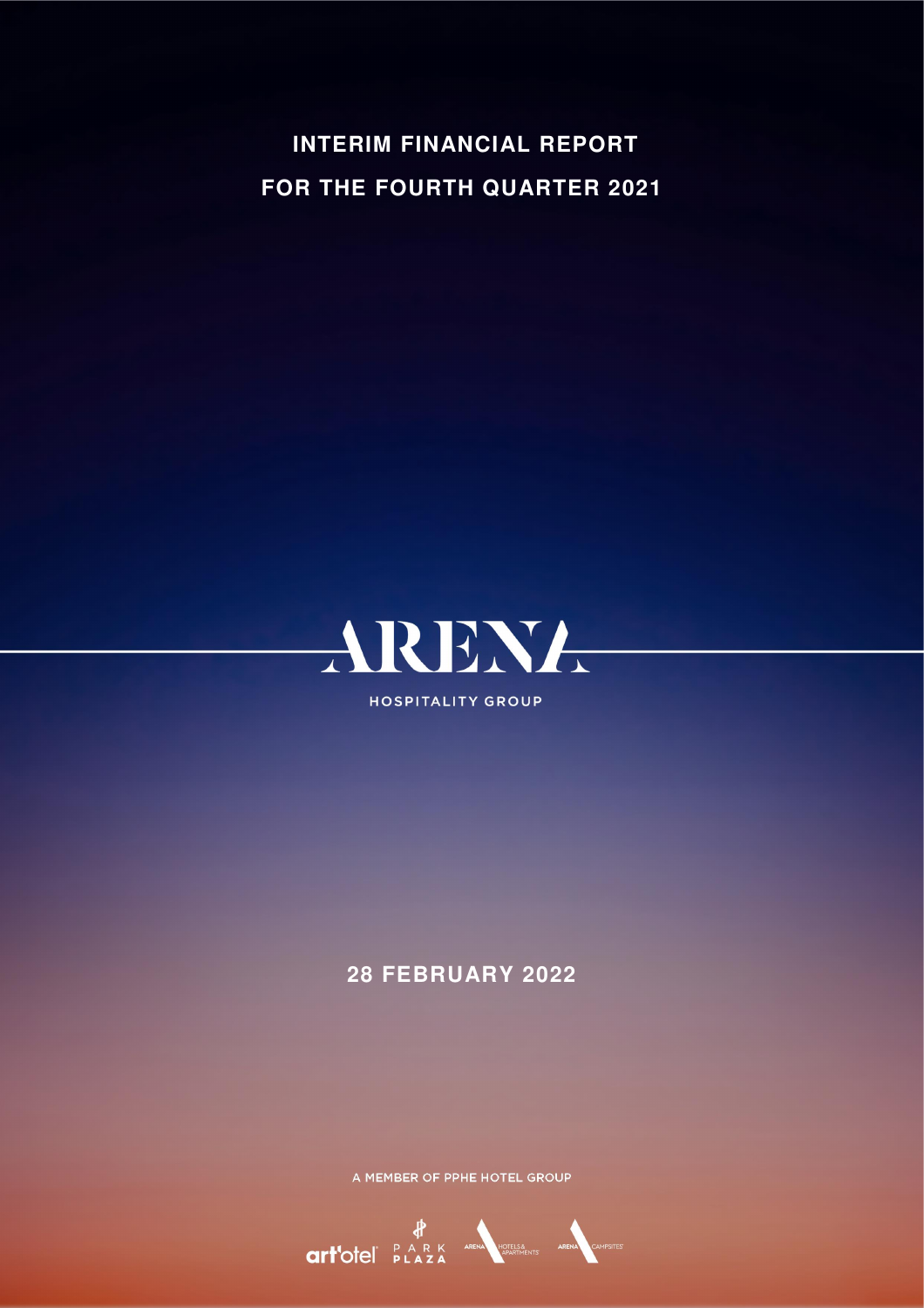# INTERIM FINANCIAL REPORT

# FOR THE FOURTH QUARTER 2021

ARENA

HOSPITALITY GROUP

## 28 FEBRUARY 2022

A MEMBER OF PPHE HOTEL GROUP

art'otel PARK PLAZA ARENA HOTELS & APARTMENTS ARENA CAMPSITES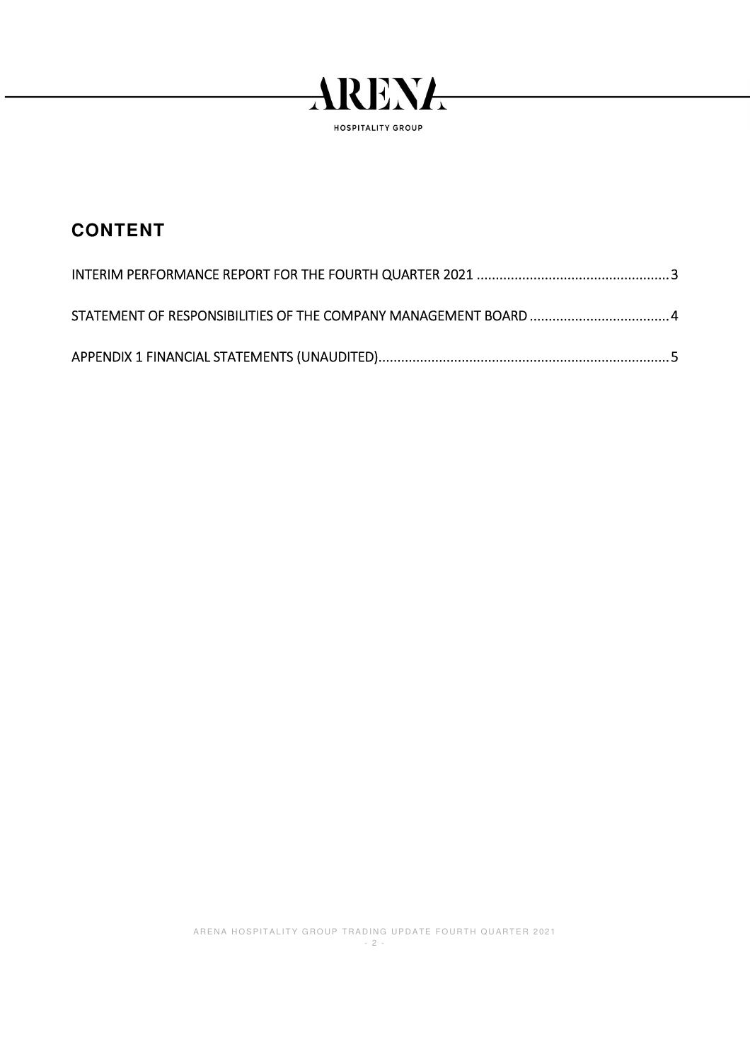## CONTENT

INTERIM PERFORMANCE REPORT FOR THE FOURTH QUARTER 2021 .................................................. 3

STATEMENT OF RESPONSIBILITIES OF THE COMPANY MANAGEMENT BOARD ..................................... 4

APPENDIX 1 FINANCIAL STATEMENTS (UNAUDITED)............................................................................ 5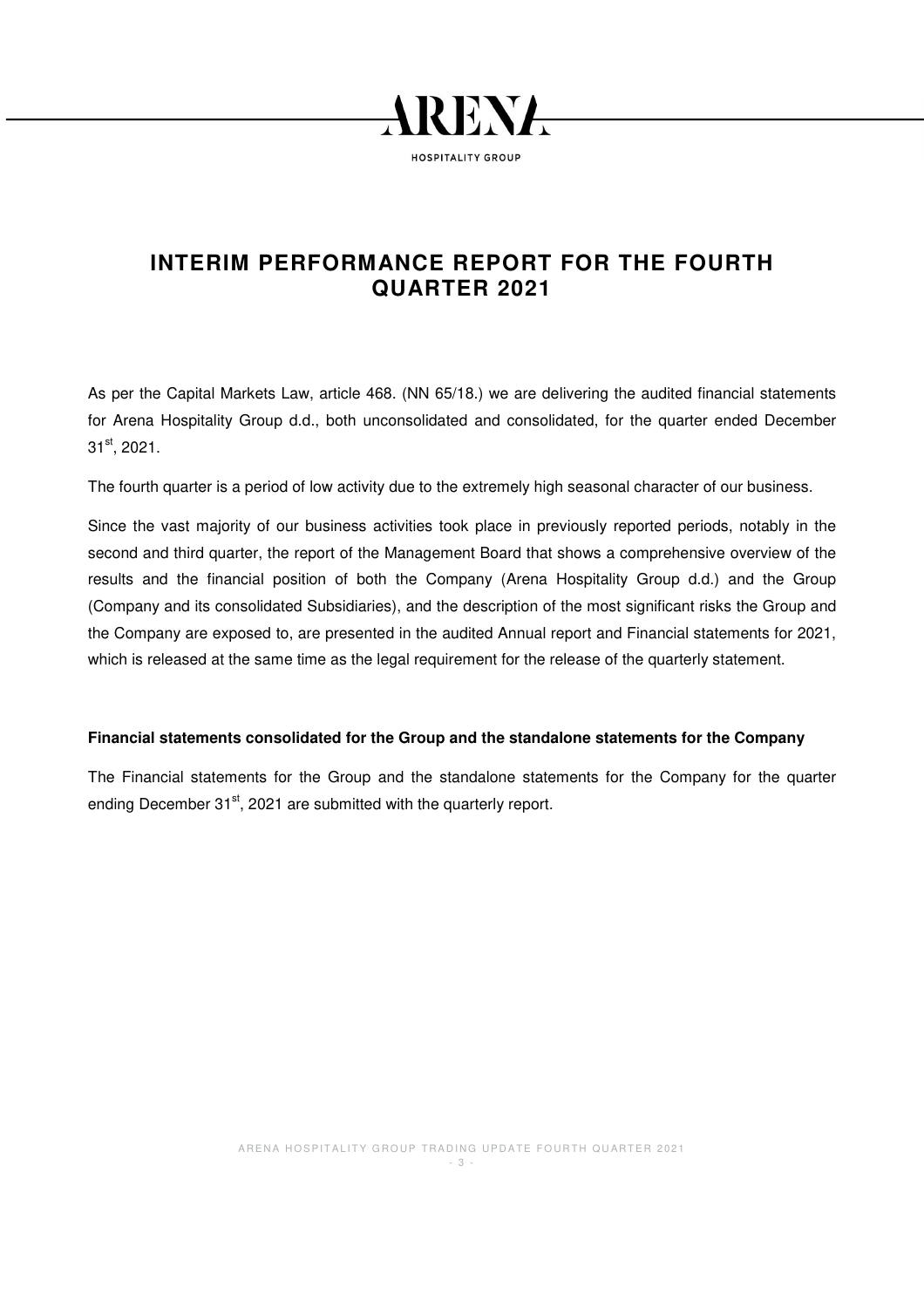# INTERIM PERFORMANCE REPORT FOR THE FOURTH QUARTER 2021

As per the Capital Markets Law, article 468. (NN 65/18.) we are delivering the audited financial statements for Arena Hospitality Group d.d., both unconsolidated and consolidated, for the quarter ended December 31st, 2021.

The fourth quarter is a period of low activity due to the extremely high seasonal character of our business.

Since the vast majority of our business activities took place in previously reported periods, notably in the second and third quarter, the report of the Management Board that shows a comprehensive overview of the results and the financial position of both the Company (Arena Hospitality Group d.d.) and the Group (Company and its consolidated Subsidiaries), and the description of the most significant risks the Group and the Company are exposed to, are presented in the audited Annual report and Financial statements for 2021, which is released at the same time as the legal requirement for the release of the quarterly statement.

**Financial statements consolidated for the Group and the standalone statements for the Company**

The Financial statements for the Group and the standalone statements for the Company for the quarter ending December 31st, 2021 are submitted with the quarterly report.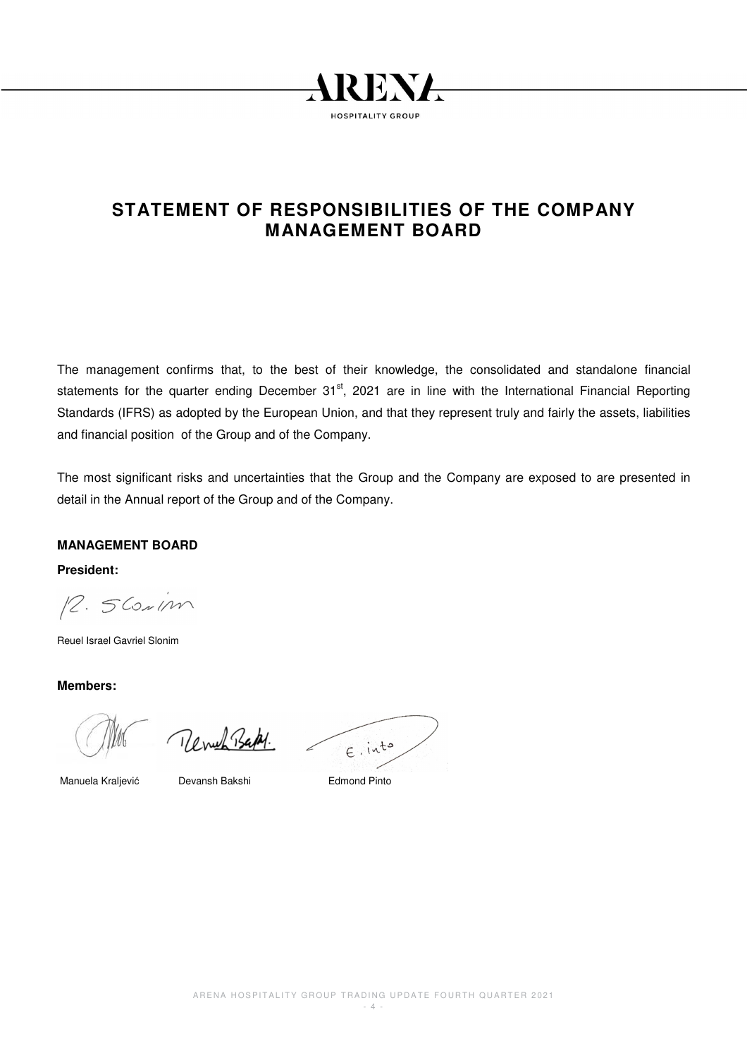# STATEMENT OF RESPONSIBILITIES OF THE COMPANY MANAGEMENT BOARD

The management confirms that, to the best of their knowledge, the consolidated and standalone financial statements for the quarter ending December 31st, 2021 are in line with the International Financial Reporting Standards (IFRS) as adopted by the European Union, and that they represent truly and fairly the assets, liabilities and financial position of the Group and of the Company.

The most significant risks and uncertainties that the Group and the Company are exposed to are presented in detail in the Annual report of the Group and of the Company.

**MANAGEMENT BOARD**

**President:**

Reuel Israel Gavriel Slonim

**Members:**

Manuela Kraljević    Devansh Bakshi    Edmond Pinto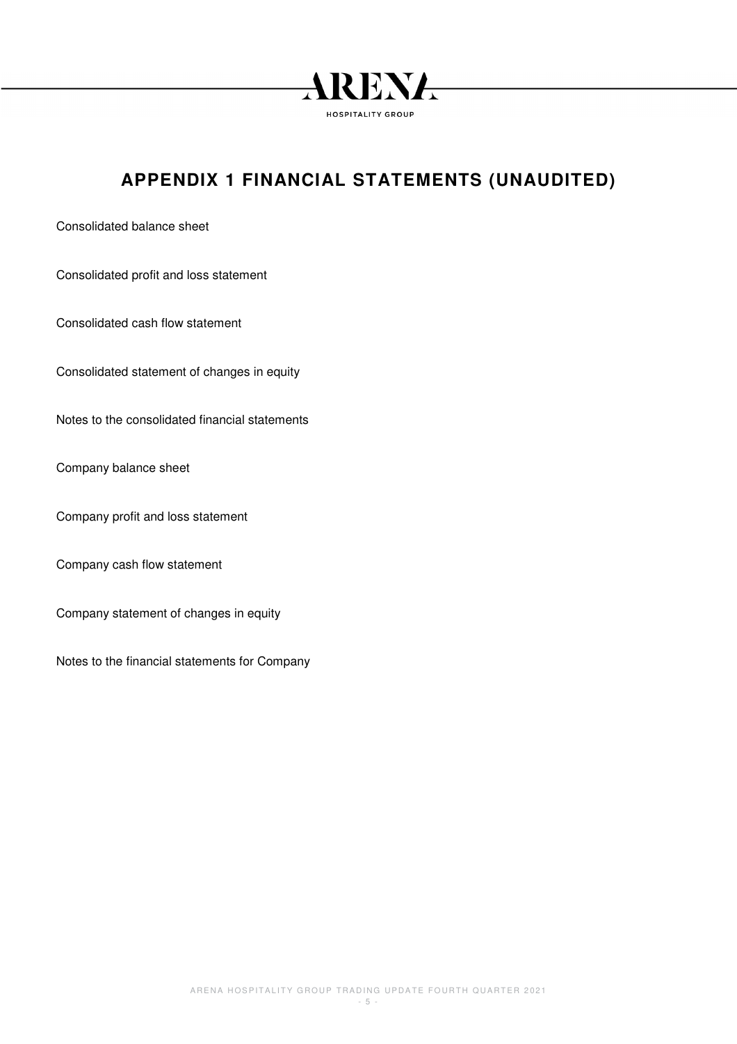# APPENDIX 1 FINANCIAL STATEMENTS (UNAUDITED)

Consolidated balance sheet

Consolidated profit and loss statement

Consolidated cash flow statement

Consolidated statement of changes in equity

Notes to the consolidated financial statements

Company balance sheet

Company profit and loss statement

Company cash flow statement

Company statement of changes in equity

Notes to the financial statements for Company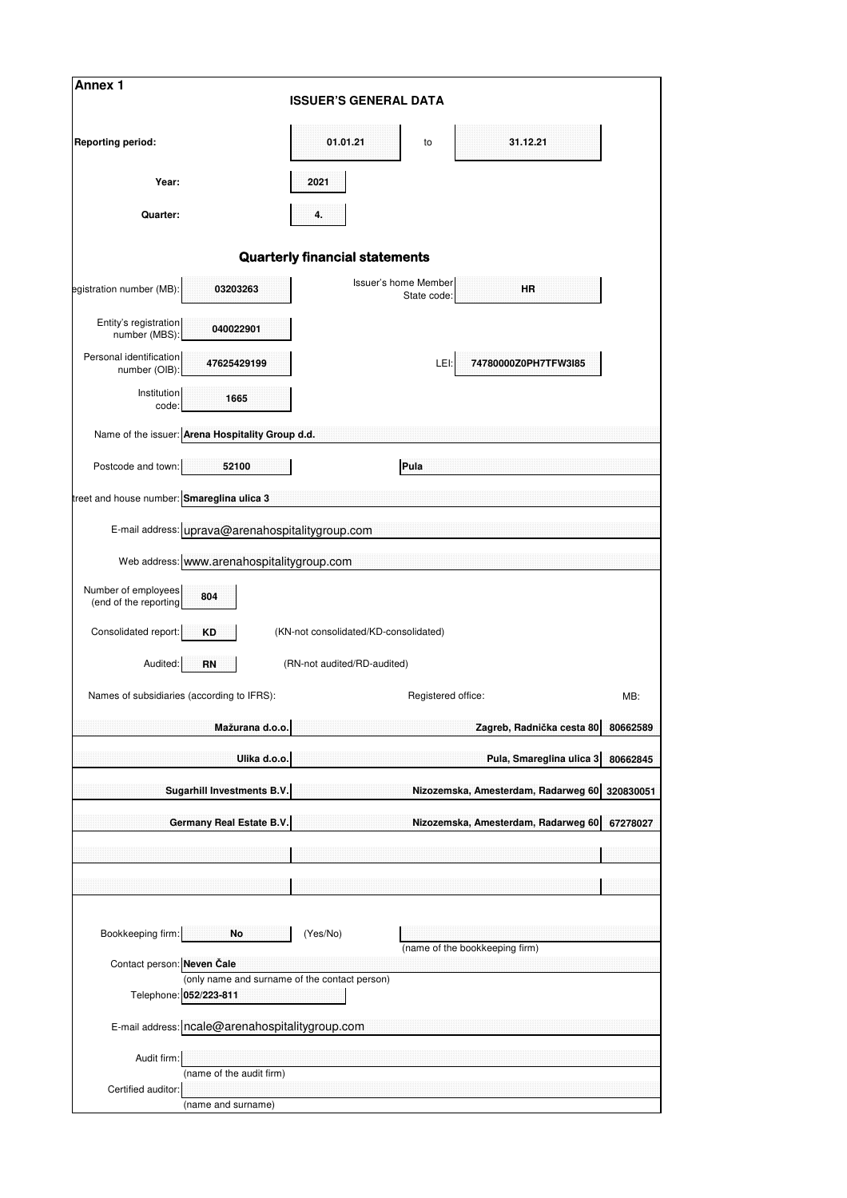**Annex 1**

## ISSUER'S GENERAL DATA

| | | | | |
|---|---|---|---|---|
| **Reporting period:** | **01.01.21** | to | **31.12.21** | |
| **Year:** | **2021** | | | |
| **Quarter:** | **4.** | | | |

## Quarterly financial statements

| | | | | |
|---|---|---|---|---|
| Registration number (MB): | **03203263** | Issuer's home Member State code: | **HR** | |
| Entity's registration number (MBS): | **040022901** | | | |
| Personal identification number (OIB): | **47625429199** | LEI: | **74780000Z0PH7TFW3I85** | |
| Institution code: | **1665** | | | |
| Name of the issuer: | **Arena Hospitality Group d.d.** | | | |
| Postcode and town: | **52100** | **Pula** | | |
| Street and house number: | **Smareglina ulica 3** | | | |
| E-mail address: | uprava@arenahospitalitygroup.com | | | |
| Web address: | www.arenahospitalitygroup.com | | | |
| Number of employees (end of the reporting | **804** | | | |
| Consolidated report: | **KD** | (KN-not consolidated/KD-consolidated) | | |
| Audited: | **RN** | (RN-not audited/RD-audited) | | |

| Names of subsidiaries (according to IFRS): | Registered office: | MB: |
|---|---|---|
| **Mažurana d.o.o.** | **Zagreb, Radnička cesta 80** | **80662589** |
| **Ulika d.o.o.** | **Pula, Smareglina ulica 3** | **80662845** |
| **Sugarhill Investments B.V.** | **Nizozemska, Amesterdam, Radarweg 60** | **320830051** |
| **Germany Real Estate B.V.** | **Nizozemska, Amesterdam, Radarweg 60** | **67278027** |
| | | |
| | | |

| | | | |
|---|---|---|---|
| Bookkeeping firm: | **No** | (Yes/No) | (name of the bookkeeping firm) |
| Contact person: | **Neven Čale** (only name and surname of the contact person) | | |
| Telephone: | **052/223-811** | | |
| E-mail address: | ncale@arenahospitalitygroup.com | | |
| Audit firm: | (name of the audit firm) | | |
| Certified auditor: | (name and surname) | | |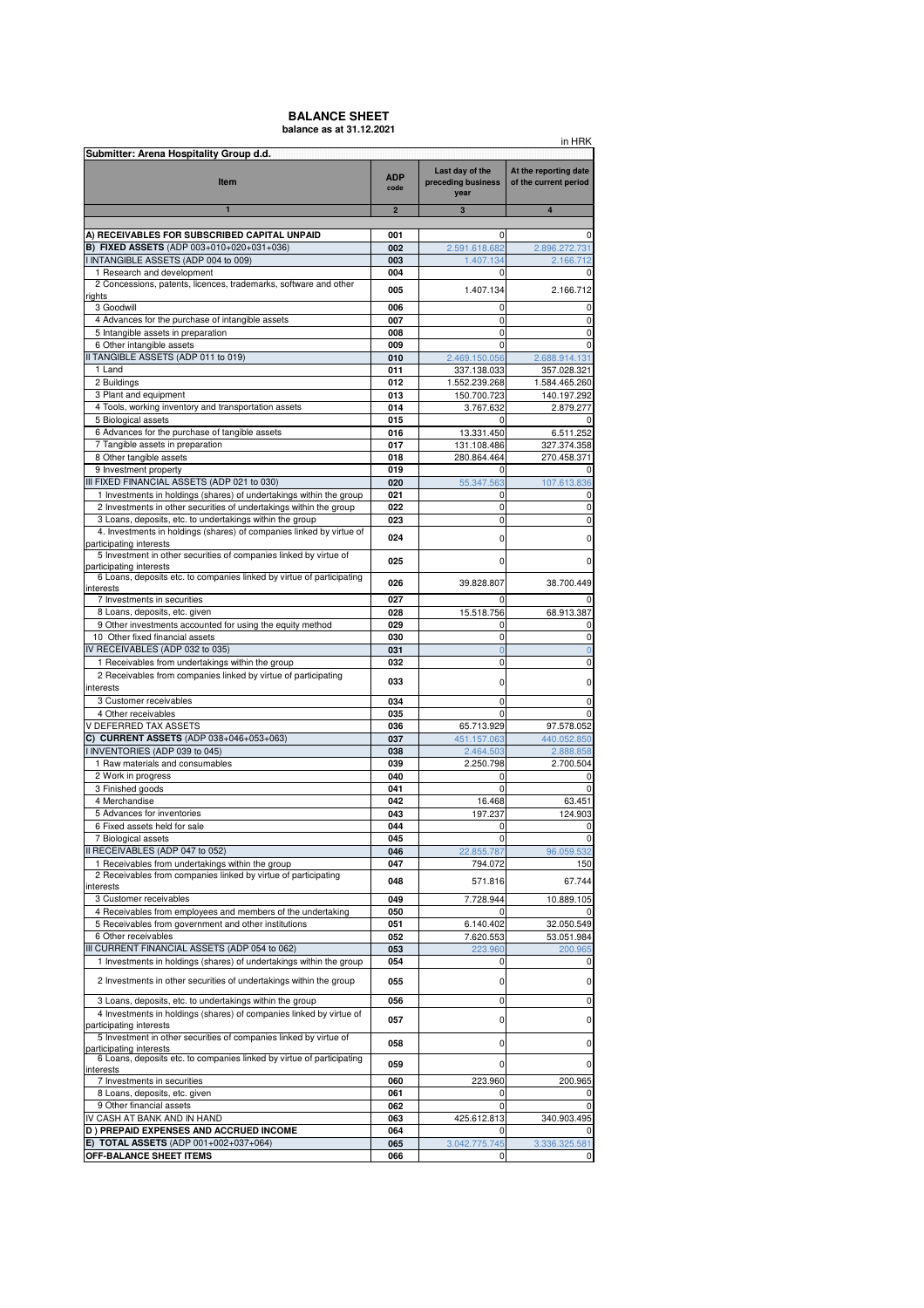# BALANCE SHEET

**balance as at 31.12.2021**

in HRK

**Submitter: Arena Hospitality Group d.d.**

| Item | ADP code | Last day of the preceding business year | At the reporting date of the current period |
|---|---|---|---|
| 1 | 2 | 3 | 4 |
| **A) RECEIVABLES FOR SUBSCRIBED CAPITAL UNPAID** | **001** | 0 | 0 |
| **B) FIXED ASSETS** (ADP 003+010+020+031+036) | **002** | 2.591.618.682 | 2.896.272.731 |
| I INTANGIBLE ASSETS (ADP 004 to 009) | **003** | 1.407.134 | 2.166.712 |
| 1 Research and development | **004** | 0 | 0 |
| 2 Concessions, patents, licences, trademarks, software and other rights | **005** | 1.407.134 | 2.166.712 |
| 3 Goodwill | **006** | 0 | 0 |
| 4 Advances for the purchase of intangible assets | **007** | 0 | 0 |
| 5 Intangible assets in preparation | **008** | 0 | 0 |
| 6 Other intangible assets | **009** | 0 | 0 |
| II TANGIBLE ASSETS (ADP 011 to 019) | **010** | 2.469.150.056 | 2.688.914.131 |
| 1 Land | **011** | 337.138.033 | 357.028.321 |
| 2 Buildings | **012** | 1.552.239.268 | 1.584.465.260 |
| 3 Plant and equipment | **013** | 150.700.723 | 140.197.292 |
| 4 Tools, working inventory and transportation assets | **014** | 3.767.632 | 2.879.277 |
| 5 Biological assets | **015** | 0 | 0 |
| 6 Advances for the purchase of tangible assets | **016** | 13.331.450 | 6.511.252 |
| 7 Tangible assets in preparation | **017** | 131.108.486 | 327.374.358 |
| 8 Other tangible assets | **018** | 280.864.464 | 270.458.371 |
| 9 Investment property | **019** | 0 | 0 |
| III FIXED FINANCIAL ASSETS (ADP 021 to 030) | **020** | 55.347.563 | 107.613.836 |
| 1 Investments in holdings (shares) of undertakings within the group | **021** | 0 | 0 |
| 2 Investments in other securities of undertakings within the group | **022** | 0 | 0 |
| 3 Loans, deposits, etc. to undertakings within the group | **023** | 0 | 0 |
| 4. Investments in holdings (shares) of companies linked by virtue of participating interests | **024** | 0 | 0 |
| 5 Investment in other securities of companies linked by virtue of participating interests | **025** | 0 | 0 |
| 6 Loans, deposits etc. to companies linked by virtue of participating interests | **026** | 39.828.807 | 38.700.449 |
| 7 Investments in securities | **027** | 0 | 0 |
| 8 Loans, deposits, etc. given | **028** | 15.518.756 | 68.913.387 |
| 9 Other investments accounted for using the equity method | **029** | 0 | 0 |
| 10 Other fixed financial assets | **030** | 0 | 0 |
| IV RECEIVABLES (ADP 032 to 035) | **031** | 0 | 0 |
| 1 Receivables from undertakings within the group | **032** | 0 | 0 |
| 2 Receivables from companies linked by virtue of participating interests | **033** | 0 | 0 |
| 3 Customer receivables | **034** | 0 | 0 |
| 4 Other receivables | **035** | 0 | 0 |
| V DEFERRED TAX ASSETS | **036** | 65.713.929 | 97.578.052 |
| **C) CURRENT ASSETS** (ADP 038+046+053+063) | **037** | 451.157.063 | 440.052.850 |
| I INVENTORIES (ADP 039 to 045) | **038** | 2.464.503 | 2.888.858 |
| 1 Raw materials and consumables | **039** | 2.250.798 | 2.700.504 |
| 2 Work in progress | **040** | 0 | 0 |
| 3 Finished goods | **041** | 0 | 0 |
| 4 Merchandise | **042** | 16.468 | 63.451 |
| 5 Advances for inventories | **043** | 197.237 | 124.903 |
| 6 Fixed assets held for sale | **044** | 0 | 0 |
| 7 Biological assets | **045** | 0 | 0 |
| II RECEIVABLES (ADP 047 to 052) | **046** | 22.855.787 | 96.059.532 |
| 1 Receivables from undertakings within the group | **047** | 794.072 | 150 |
| 2 Receivables from companies linked by virtue of participating interests | **048** | 571.816 | 67.744 |
| 3 Customer receivables | **049** | 7.728.944 | 10.889.105 |
| 4 Receivables from employees and members of the undertaking | **050** | 0 | 0 |
| 5 Receivables from government and other institutions | **051** | 6.140.402 | 32.050.549 |
| 6 Other receivables | **052** | 7.620.553 | 53.051.984 |
| III CURRENT FINANCIAL ASSETS (ADP 054 to 062) | **053** | 223.960 | 200.965 |
| 1 Investments in holdings (shares) of undertakings within the group | **054** | 0 | 0 |
| 2 Investments in other securities of undertakings within the group | **055** | 0 | 0 |
| 3 Loans, deposits, etc. to undertakings within the group | **056** | 0 | 0 |
| 4 Investments in holdings (shares) of companies linked by virtue of participating interests | **057** | 0 | 0 |
| 5 Investment in other securities of companies linked by virtue of participating interests | **058** | 0 | 0 |
| 6 Loans, deposits etc. to companies linked by virtue of participating interests | **059** | 0 | 0 |
| 7 Investments in securities | **060** | 223.960 | 200.965 |
| 8 Loans, deposits, etc. given | **061** | 0 | 0 |
| 9 Other financial assets | **062** | 0 | 0 |
| IV CASH AT BANK AND IN HAND | **063** | 425.612.813 | 340.903.495 |
| **D ) PREPAID EXPENSES AND ACCRUED INCOME** | **064** | 0 | 0 |
| **E) TOTAL ASSETS** (ADP 001+002+037+064) | **065** | 3.042.775.745 | 3.336.325.581 |
| **OFF-BALANCE SHEET ITEMS** | **066** | 0 | 0 |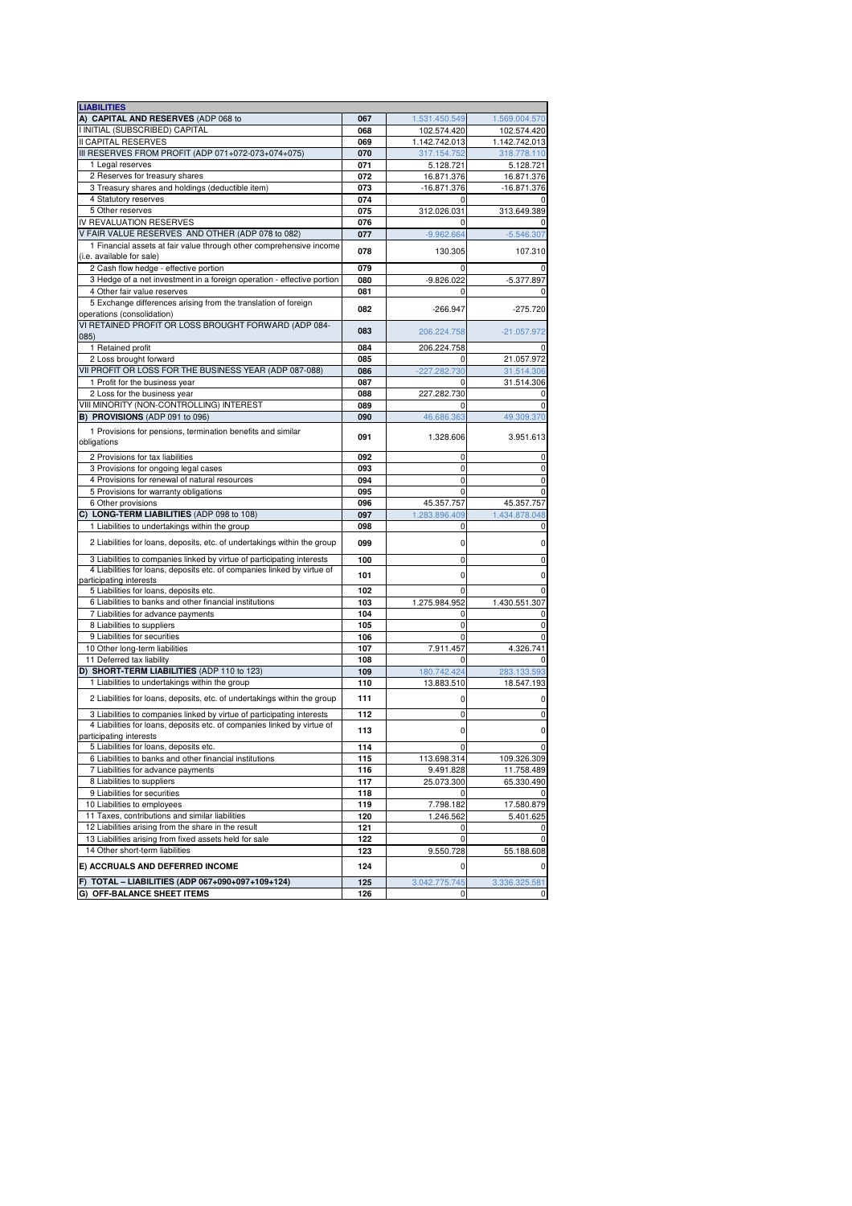| LIABILITIES | | | |
|---|---|---|---|
| A) CAPITAL AND RESERVES (ADP 068 to | 067 | 1.531.450.549 | 1.569.004.570 |
| I INITIAL (SUBSCRIBED) CAPITAL | 068 | 102.574.420 | 102.574.420 |
| II CAPITAL RESERVES | 069 | 1.142.742.013 | 1.142.742.013 |
| III RESERVES FROM PROFIT (ADP 071+072-073+074+075) | 070 | 317.154.752 | 318.778.110 |
| 1 Legal reserves | 071 | 5.128.721 | 5.128.721 |
| 2 Reserves for treasury shares | 072 | 16.871.376 | 16.871.376 |
| 3 Treasury shares and holdings (deductible item) | 073 | -16.871.376 | -16.871.376 |
| 4 Statutory reserves | 074 | 0 | 0 |
| 5 Other reserves | 075 | 312.026.031 | 313.649.389 |
| IV REVALUATION RESERVES | 076 | 0 | 0 |
| V FAIR VALUE RESERVES AND OTHER (ADP 078 to 082) | 077 | -9.962.664 | -5.546.307 |
| 1 Financial assets at fair value through other comprehensive income (i.e. available for sale) | 078 | 130.305 | 107.310 |
| 2 Cash flow hedge - effective portion | 079 | 0 | 0 |
| 3 Hedge of a net investment in a foreign operation - effective portion | 080 | -9.826.022 | -5.377.897 |
| 4 Other fair value reserves | 081 | 0 | 0 |
| 5 Exchange differences arising from the translation of foreign operations (consolidation) | 082 | -266.947 | -275.720 |
| VI RETAINED PROFIT OR LOSS BROUGHT FORWARD (ADP 084-085) | 083 | 206.224.758 | -21.057.972 |
| 1 Retained profit | 084 | 206.224.758 | 0 |
| 2 Loss brought forward | 085 | 0 | 21.057.972 |
| VII PROFIT OR LOSS FOR THE BUSINESS YEAR (ADP 087-088) | 086 | -227.282.730 | 31.514.306 |
| 1 Profit for the business year | 087 | 0 | 31.514.306 |
| 2 Loss for the business year | 088 | 227.282.730 | 0 |
| VIII MINORITY (NON-CONTROLLING) INTEREST | 089 | 0 | 0 |
| B) PROVISIONS (ADP 091 to 096) | 090 | 46.686.363 | 49.309.370 |
| 1 Provisions for pensions, termination benefits and similar obligations | 091 | 1.328.606 | 3.951.613 |
| 2 Provisions for tax liabilities | 092 | 0 | 0 |
| 3 Provisions for ongoing legal cases | 093 | 0 | 0 |
| 4 Provisions for renewal of natural resources | 094 | 0 | 0 |
| 5 Provisions for warranty obligations | 095 | 0 | 0 |
| 6 Other provisions | 096 | 45.357.757 | 45.357.757 |
| C) LONG-TERM LIABILITIES (ADP 098 to 108) | 097 | 1.283.896.409 | 1.434.878.048 |
| 1 Liabilities to undertakings within the group | 098 | 0 | 0 |
| 2 Liabilities for loans, deposits, etc. of undertakings within the group | 099 | 0 | 0 |
| 3 Liabilities to companies linked by virtue of participating interests | 100 | 0 | 0 |
| 4 Liabilities for loans, deposits etc. of companies linked by virtue of participating interests | 101 | 0 | 0 |
| 5 Liabilities for loans, deposits etc. | 102 | 0 | 0 |
| 6 Liabilities to banks and other financial institutions | 103 | 1.275.984.952 | 1.430.551.307 |
| 7 Liabilities for advance payments | 104 | 0 | 0 |
| 8 Liabilities to suppliers | 105 | 0 | 0 |
| 9 Liabilities for securities | 106 | 0 | 0 |
| 10 Other long-term liabilities | 107 | 7.911.457 | 4.326.741 |
| 11 Deferred tax liability | 108 | 0 | 0 |
| D) SHORT-TERM LIABILITIES (ADP 110 to 123) | 109 | 180.742.424 | 283.133.593 |
| 1 Liabilities to undertakings within the group | 110 | 13.883.510 | 18.547.193 |
| 2 Liabilities for loans, deposits, etc. of undertakings within the group | 111 | 0 | 0 |
| 3 Liabilities to companies linked by virtue of participating interests | 112 | 0 | 0 |
| 4 Liabilities for loans, deposits etc. of companies linked by virtue of participating interests | 113 | 0 | 0 |
| 5 Liabilities for loans, deposits etc. | 114 | 0 | 0 |
| 6 Liabilities to banks and other financial institutions | 115 | 113.698.314 | 109.326.309 |
| 7 Liabilities for advance payments | 116 | 9.491.828 | 11.758.489 |
| 8 Liabilities to suppliers | 117 | 25.073.300 | 65.330.490 |
| 9 Liabilities for securities | 118 | 0 | 0 |
| 10 Liabilities to employees | 119 | 7.798.182 | 17.580.879 |
| 11 Taxes, contributions and similar liabilities | 120 | 1.246.562 | 5.401.625 |
| 12 Liabilities arising from the share in the result | 121 | 0 | 0 |
| 13 Liabilities arising from fixed assets held for sale | 122 | 0 | 0 |
| 14 Other short-term liabilities | 123 | 9.550.728 | 55.188.608 |
| E) ACCRUALS AND DEFERRED INCOME | 124 | 0 | 0 |
| F) TOTAL – LIABILITIES (ADP 067+090+097+109+124) | 125 | 3.042.775.745 | 3.336.325.581 |
| G) OFF-BALANCE SHEET ITEMS | 126 | 0 | 0 |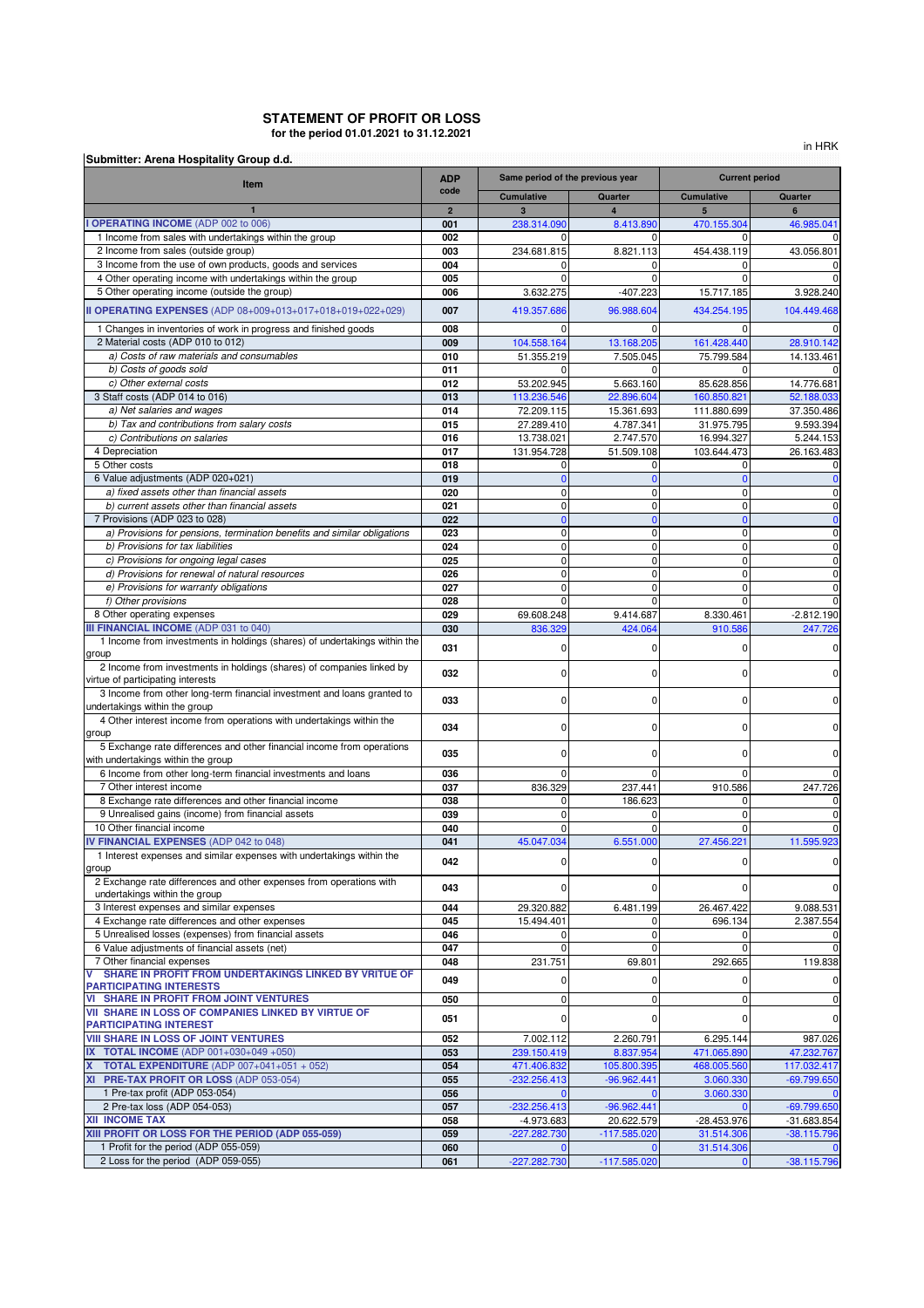# STATEMENT OF PROFIT OR LOSS

**for the period 01.01.2021 to 31.12.2021**

in HRK

**Submitter: Arena Hospitality Group d.d.**

| Item | ADP code | Same period of the previous year | | Current period | |
|---|---|---|---|---|---|
| | | Cumulative | Quarter | Cumulative | Quarter |
| 1 | 2 | 3 | 4 | 5 | 6 |
| **I OPERATING INCOME** (ADP 002 to 006) | 001 | 238.314.090 | 8.413.890 | 470.155.304 | 46.985.041 |
| 1 Income from sales with undertakings within the group | 002 | 0 | 0 | 0 | 0 |
| 2 Income from sales (outside group) | 003 | 234.681.815 | 8.821.113 | 454.438.119 | 43.056.801 |
| 3 Income from the use of own products, goods and services | 004 | 0 | 0 | 0 | 0 |
| 4 Other operating income with undertakings within the group | 005 | 0 | 0 | 0 | 0 |
| 5 Other operating income (outside the group) | 006 | 3.632.275 | -407.223 | 15.717.185 | 3.928.240 |
| **II OPERATING EXPENSES** (ADP 08+009+013+017+018+019+022+029) | 007 | 419.357.686 | 96.988.604 | 434.254.195 | 104.449.468 |
| 1 Changes in inventories of work in progress and finished goods | 008 | 0 | 0 | 0 | 0 |
| 2 Material costs (ADP 010 to 012) | 009 | 104.558.164 | 13.168.205 | 161.428.440 | 28.910.142 |
| *a) Costs of raw materials and consumables* | 010 | 51.355.219 | 7.505.045 | 75.799.584 | 14.133.461 |
| *b) Costs of goods sold* | 011 | 0 | 0 | 0 | 0 |
| *c) Other external costs* | 012 | 53.202.945 | 5.663.160 | 85.628.856 | 14.776.681 |
| 3 Staff costs (ADP 014 to 016) | 013 | 113.236.546 | 22.896.604 | 160.850.821 | 52.188.033 |
| *a) Net salaries and wages* | 014 | 72.209.115 | 15.361.693 | 111.880.699 | 37.350.486 |
| *b) Tax and contributions from salary costs* | 015 | 27.289.410 | 4.787.341 | 31.975.795 | 9.593.394 |
| *c) Contributions on salaries* | 016 | 13.738.021 | 2.747.570 | 16.994.327 | 5.244.153 |
| 4 Depreciation | 017 | 131.954.728 | 51.509.108 | 103.644.473 | 26.163.483 |
| 5 Other costs | 018 | 0 | 0 | 0 | 0 |
| 6 Value adjustments (ADP 020+021) | 019 | 0 | 0 | 0 | 0 |
| *a) fixed assets other than financial assets* | 020 | 0 | 0 | 0 | 0 |
| *b) current assets other than financial assets* | 021 | 0 | 0 | 0 | 0 |
| 7 Provisions (ADP 023 to 028) | 022 | 0 | 0 | 0 | 0 |
| *a) Provisions for pensions, termination benefits and similar obligations* | 023 | 0 | 0 | 0 | 0 |
| *b) Provisions for tax liabilities* | 024 | 0 | 0 | 0 | 0 |
| *c) Provisions for ongoing legal cases* | 025 | 0 | 0 | 0 | 0 |
| *d) Provisions for renewal of natural resources* | 026 | 0 | 0 | 0 | 0 |
| *e) Provisions for warranty obligations* | 027 | 0 | 0 | 0 | 0 |
| *f) Other provisions* | 028 | 0 | 0 | 0 | 0 |
| 8 Other operating expenses | 029 | 69.608.248 | 9.414.687 | 8.330.461 | -2.812.190 |
| **III FINANCIAL INCOME** (ADP 031 to 040) | 030 | 836.329 | 424.064 | 910.586 | 247.726 |
| 1 Income from investments in holdings (shares) of undertakings within the group | 031 | 0 | 0 | 0 | 0 |
| 2 Income from investments in holdings (shares) of companies linked by virtue of participating interests | 032 | 0 | 0 | 0 | 0 |
| 3 Income from other long-term financial investment and loans granted to undertakings within the group | 033 | 0 | 0 | 0 | 0 |
| 4 Other interest income from operations with undertakings within the group | 034 | 0 | 0 | 0 | 0 |
| 5 Exchange rate differences and other financial income from operations with undertakings within the group | 035 | 0 | 0 | 0 | 0 |
| 6 Income from other long-term financial investments and loans | 036 | 0 | 0 | 0 | 0 |
| 7 Other interest income | 037 | 836.329 | 237.441 | 910.586 | 247.726 |
| 8 Exchange rate differences and other financial income | 038 | 0 | 186.623 | 0 | 0 |
| 9 Unrealised gains (income) from financial assets | 039 | 0 | 0 | 0 | 0 |
| 10 Other financial income | 040 | 0 | 0 | 0 | 0 |
| **IV FINANCIAL EXPENSES** (ADP 042 to 048) | 041 | 45.047.034 | 6.551.000 | 27.456.221 | 11.595.923 |
| 1 Interest expenses and similar expenses with undertakings within the group | 042 | 0 | 0 | 0 | 0 |
| 2 Exchange rate differences and other expenses from operations with undertakings within the group | 043 | 0 | 0 | 0 | 0 |
| 3 Interest expenses and similar expenses | 044 | 29.320.882 | 6.481.199 | 26.467.422 | 9.088.531 |
| 4 Exchange rate differences and other expenses | 045 | 15.494.401 | 0 | 696.134 | 2.387.554 |
| 5 Unrealised losses (expenses) from financial assets | 046 | 0 | 0 | 0 | 0 |
| 6 Value adjustments of financial assets (net) | 047 | 0 | 0 | 0 | 0 |
| 7 Other financial expenses | 048 | 231.751 | 69.801 | 292.665 | 119.838 |
| **V SHARE IN PROFIT FROM UNDERTAKINGS LINKED BY VRITUE OF PARTICIPATING INTERESTS** | 049 | 0 | 0 | 0 | 0 |
| **VI SHARE IN PROFIT FROM JOINT VENTURES** | 050 | 0 | 0 | 0 | 0 |
| **VII SHARE IN LOSS OF COMPANIES LINKED BY VIRTUE OF PARTICIPATING INTEREST** | 051 | 0 | 0 | 0 | 0 |
| **VIII SHARE IN LOSS OF JOINT VENTURES** | 052 | 7.002.112 | 2.260.791 | 6.295.144 | 987.026 |
| **IX TOTAL INCOME** (ADP 001+030+049 +050) | 053 | 239.150.419 | 8.837.954 | 471.065.890 | 47.232.767 |
| **X TOTAL EXPENDITURE** (ADP 007+041+051 + 052) | 054 | 471.406.832 | 105.800.395 | 468.005.560 | 117.032.417 |
| **XI PRE-TAX PROFIT OR LOSS** (ADP 053-054) | 055 | -232.256.413 | -96.962.441 | 3.060.330 | -69.799.650 |
| 1 Pre-tax profit (ADP 053-054) | 056 | 0 | 0 | 3.060.330 | 0 |
| 2 Pre-tax loss (ADP 054-053) | 057 | -232.256.413 | -96.962.441 | 0 | -69.799.650 |
| **XII INCOME TAX** | 058 | -4.973.683 | 20.622.579 | -28.453.976 | -31.683.854 |
| **XIII PROFIT OR LOSS FOR THE PERIOD (ADP 055-059)** | 059 | -227.282.730 | -117.585.020 | 31.514.306 | -38.115.796 |
| 1 Profit for the period (ADP 055-059) | 060 | 0 | 0 | 31.514.306 | 0 |
| 2 Loss for the period (ADP 059-055) | 061 | -227.282.730 | -117.585.020 | 0 | -38.115.796 |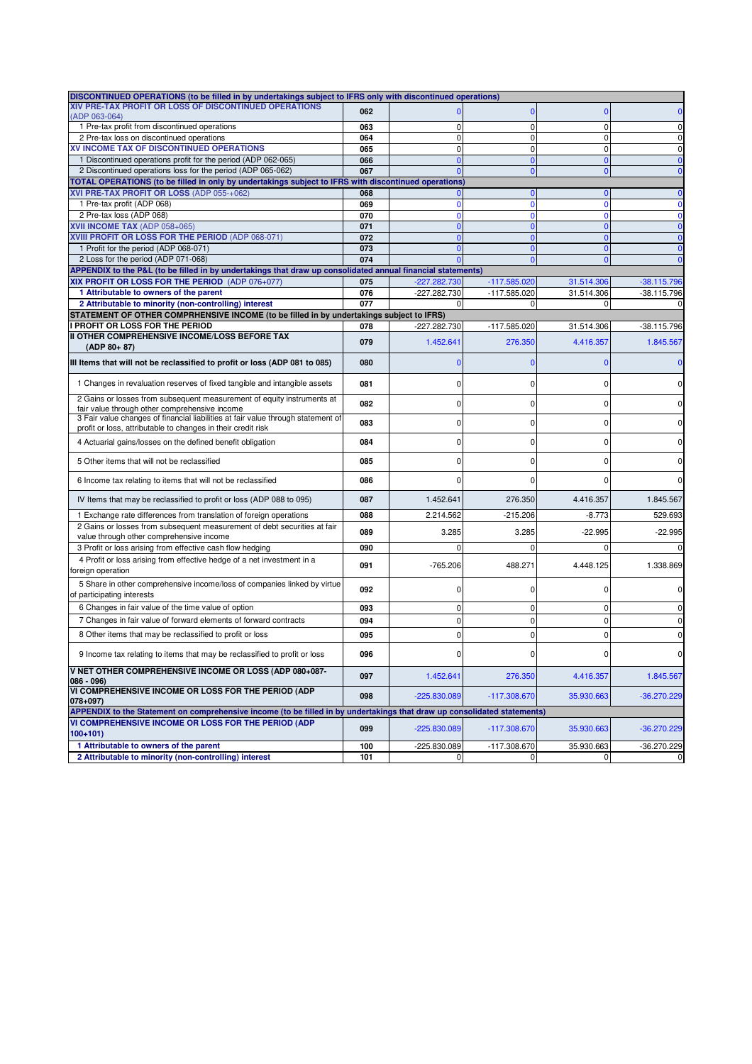| DISCONTINUED OPERATIONS (to be filled in by undertakings subject to IFRS only with discontinued operations) | | | | | |
|---|---|---|---|---|---|
| XIV PRE-TAX PROFIT OR LOSS OF DISCONTINUED OPERATIONS (ADP 063-064) | 062 | 0 | 0 | 0 | 0 |
| 1 Pre-tax profit from discontinued operations | 063 | 0 | 0 | 0 | 0 |
| 2 Pre-tax loss on discontinued operations | 064 | 0 | 0 | 0 | 0 |
| XV INCOME TAX OF DISCONTINUED OPERATIONS | 065 | 0 | 0 | 0 | 0 |
| 1 Discontinued operations profit for the period (ADP 062-065) | 066 | 0 | 0 | 0 | 0 |
| 2 Discontinued operations loss for the period (ADP 065-062) | 067 | 0 | 0 | 0 | 0 |
| **TOTAL OPERATIONS (to be filled in only by undertakings subject to IFRS with discontinued operations)** | | | | | |
| XVI PRE-TAX PROFIT OR LOSS (ADP 055-+062) | 068 | 0 | 0 | 0 | 0 |
| 1 Pre-tax profit (ADP 068) | 069 | 0 | 0 | 0 | 0 |
| 2 Pre-tax loss (ADP 068) | 070 | 0 | 0 | 0 | 0 |
| XVII INCOME TAX (ADP 058+065) | 071 | 0 | 0 | 0 | 0 |
| XVIII PROFIT OR LOSS FOR THE PERIOD (ADP 068-071) | 072 | 0 | 0 | 0 | 0 |
| 1 Profit for the period (ADP 068-071) | 073 | 0 | 0 | 0 | 0 |
| 2 Loss for the period (ADP 071-068) | 074 | 0 | 0 | 0 | 0 |
| **APPENDIX to the P&L (to be filled in by undertakings that draw up consolidated annual financial statements)** | | | | | |
| XIX PROFIT OR LOSS FOR THE PERIOD (ADP 076+077) | 075 | -227.282.730 | -117.585.020 | 31.514.306 | -38.115.796 |
| 1 Attributable to owners of the parent | 076 | -227.282.730 | -117.585.020 | 31.514.306 | -38.115.796 |
| 2 Attributable to minority (non-controlling) interest | 077 | 0 | 0 | 0 | 0 |
| **STATEMENT OF OTHER COMPRHENSIVE INCOME (to be filled in by undertakings subject to IFRS)** | | | | | |
| I PROFIT OR LOSS FOR THE PERIOD | 078 | -227.282.730 | -117.585.020 | 31.514.306 | -38.115.796 |
| II OTHER COMPREHENSIVE INCOME/LOSS BEFORE TAX (ADP 80+ 87) | 079 | 1.452.641 | 276.350 | 4.416.357 | 1.845.567 |
| III Items that will not be reclassified to profit or loss (ADP 081 to 085) | 080 | 0 | 0 | 0 | 0 |
| 1 Changes in revaluation reserves of fixed tangible and intangible assets | 081 | 0 | 0 | 0 | 0 |
| 2 Gains or losses from subsequent measurement of equity instruments at fair value through other comprehensive income | 082 | 0 | 0 | 0 | 0 |
| 3 Fair value changes of financial liabilities at fair value through statement of profit or loss, attributable to changes in their credit risk | 083 | 0 | 0 | 0 | 0 |
| 4 Actuarial gains/losses on the defined benefit obligation | 084 | 0 | 0 | 0 | 0 |
| 5 Other items that will not be reclassified | 085 | 0 | 0 | 0 | 0 |
| 6 Income tax relating to items that will not be reclassified | 086 | 0 | 0 | 0 | 0 |
| IV Items that may be reclassified to profit or loss (ADP 088 to 095) | 087 | 1.452.641 | 276.350 | 4.416.357 | 1.845.567 |
| 1 Exchange rate differences from translation of foreign operations | 088 | 2.214.562 | -215.206 | -8.773 | 529.693 |
| 2 Gains or losses from subsequent measurement of debt securities at fair value through other comprehensive income | 089 | 3.285 | 3.285 | -22.995 | -22.995 |
| 3 Profit or loss arising from effective cash flow hedging | 090 | 0 | 0 | 0 | 0 |
| 4 Profit or loss arising from effective hedge of a net investment in a foreign operation | 091 | -765.206 | 488.271 | 4.448.125 | 1.338.869 |
| 5 Share in other comprehensive income/loss of companies linked by virtue of participating interests | 092 | 0 | 0 | 0 | 0 |
| 6 Changes in fair value of the time value of option | 093 | 0 | 0 | 0 | 0 |
| 7 Changes in fair value of forward elements of forward contracts | 094 | 0 | 0 | 0 | 0 |
| 8 Other items that may be reclassified to profit or loss | 095 | 0 | 0 | 0 | 0 |
| 9 Income tax relating to items that may be reclassified to profit or loss | 096 | 0 | 0 | 0 | 0 |
| V NET OTHER COMPREHENSIVE INCOME OR LOSS (ADP 080+087-086 - 096) | 097 | 1.452.641 | 276.350 | 4.416.357 | 1.845.567 |
| VI COMPREHENSIVE INCOME OR LOSS FOR THE PERIOD (ADP 078+097) | 098 | -225.830.089 | -117.308.670 | 35.930.663 | -36.270.229 |
| **APPENDIX to the Statement on comprehensive income (to be filled in by undertakings that draw up consolidated statements)** | | | | | |
| VI COMPREHENSIVE INCOME OR LOSS FOR THE PERIOD (ADP 100+101) | 099 | -225.830.089 | -117.308.670 | 35.930.663 | -36.270.229 |
| 1 Attributable to owners of the parent | 100 | -225.830.089 | -117.308.670 | 35.930.663 | -36.270.229 |
| 2 Attributable to minority (non-controlling) interest | 101 | 0 | 0 | 0 | 0 |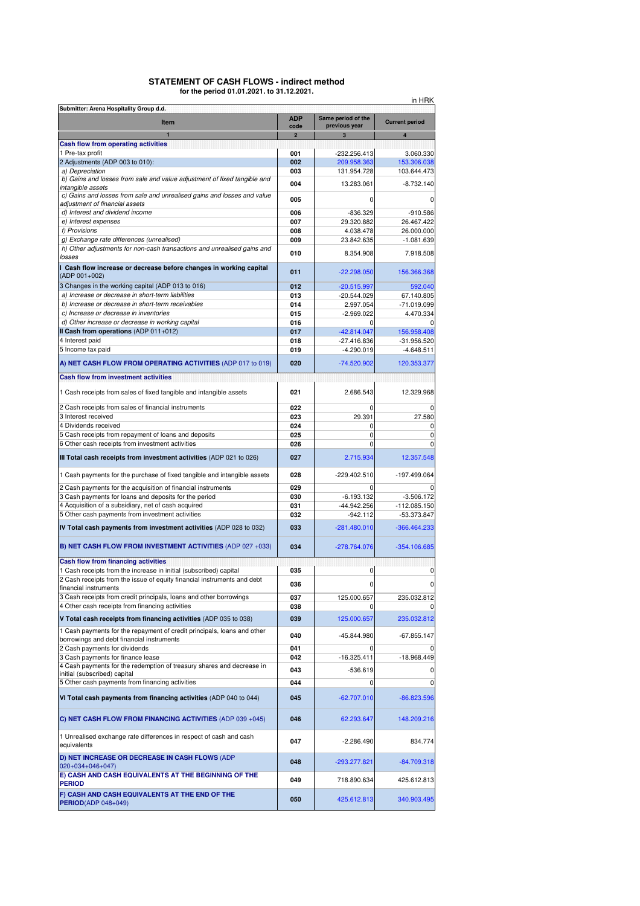# STATEMENT OF CASH FLOWS - indirect method

**for the period 01.01.2021. to 31.12.2021.**

in HRK

**Submitter: Arena Hospitality Group d.d.**

| Item | ADP code | Same period of the previous year | Current period |
|---|---|---|---|
| 1 | 2 | 3 | 4 |
| **Cash flow from operating activities** | | | |
| 1 Pre-tax profit | 001 | -232.256.413 | 3.060.330 |
| 2 Adjustments (ADP 003 to 010): | 002 | 209.958.363 | 153.306.038 |
| *a) Depreciation* | 003 | 131.954.728 | 103.644.473 |
| *b) Gains and losses from sale and value adjustment of fixed tangible and intangible assets* | 004 | 13.283.061 | -8.732.140 |
| *c) Gains and losses from sale and unrealised gains and losses and value adjustment of financial assets* | 005 | 0 | 0 |
| *d) Interest and dividend income* | 006 | -836.329 | -910.586 |
| *e) Interest expenses* | 007 | 29.320.882 | 26.467.422 |
| *f) Provisions* | 008 | 4.038.478 | 26.000.000 |
| *g) Exchange rate differences (unrealised)* | 009 | 23.842.635 | -1.081.639 |
| *h) Other adjustments for non-cash transactions and unrealised gains and losses* | 010 | 8.354.908 | 7.918.508 |
| **I Cash flow increase or decrease before changes in working capital** (ADP 001+002) | 011 | -22.298.050 | 156.366.368 |
| 3 Changes in the working capital (ADP 013 to 016) | 012 | -20.515.997 | 592.040 |
| *a) Increase or decrease in short-term liabilities* | 013 | -20.544.029 | 67.140.805 |
| *b) Increase or decrease in short-term receivables* | 014 | 2.997.054 | -71.019.099 |
| *c) Increase or decrease in inventories* | 015 | -2.969.022 | 4.470.334 |
| *d) Other increase or decrease in working capital* | 016 | 0 | 0 |
| **II Cash from operations** (ADP 011+012) | 017 | -42.814.047 | 156.958.408 |
| 4 Interest paid | 018 | -27.416.836 | -31.956.520 |
| 5 Income tax paid | 019 | -4.290.019 | -4.648.511 |
| **A) NET CASH FLOW FROM OPERATING ACTIVITIES** (ADP 017 to 019) | 020 | -74.520.902 | 120.353.377 |
| **Cash flow from investment activities** | | | |
| 1 Cash receipts from sales of fixed tangible and intangible assets | 021 | 2.686.543 | 12.329.968 |
| 2 Cash receipts from sales of financial instruments | 022 | 0 | 0 |
| 3 Interest received | 023 | 29.391 | 27.580 |
| 4 Dividends received | 024 | 0 | 0 |
| 5 Cash receipts from repayment of loans and deposits | 025 | 0 | 0 |
| 6 Other cash receipts from investment activities | 026 | 0 | 0 |
| **III Total cash receipts from investment activities** (ADP 021 to 026) | 027 | 2.715.934 | 12.357.548 |
| 1 Cash payments for the purchase of fixed tangible and intangible assets | 028 | -229.402.510 | -197.499.064 |
| 2 Cash payments for the acquisition of financial instruments | 029 | 0 | 0 |
| 3 Cash payments for loans and deposits for the period | 030 | -6.193.132 | -3.506.172 |
| 4 Acquisition of a subsidiary, net of cash acquired | 031 | -44.942.256 | -112.085.150 |
| 5 Other cash payments from investment activities | 032 | -942.112 | -53.373.847 |
| **IV Total cash payments from investment activities** (ADP 028 to 032) | 033 | -281.480.010 | -366.464.233 |
| **B) NET CASH FLOW FROM INVESTMENT ACTIVITIES** (ADP 027 +033) | 034 | -278.764.076 | -354.106.685 |
| **Cash flow from financing activities** | | | |
| 1 Cash receipts from the increase in initial (subscribed) capital | 035 | 0 | 0 |
| 2 Cash receipts from the issue of equity financial instruments and debt financial instruments | 036 | 0 | 0 |
| 3 Cash receipts from credit principals, loans and other borrowings | 037 | 125.000.657 | 235.032.812 |
| 4 Other cash receipts from financing activities | 038 | 0 | 0 |
| **V Total cash receipts from financing activities** (ADP 035 to 038) | 039 | 125.000.657 | 235.032.812 |
| 1 Cash payments for the repayment of credit principals, loans and other borrowings and debt financial instruments | 040 | -45.844.980 | -67.855.147 |
| 2 Cash payments for dividends | 041 | 0 | 0 |
| 3 Cash payments for finance lease | 042 | -16.325.411 | -18.968.449 |
| 4 Cash payments for the redemption of treasury shares and decrease in initial (subscribed) capital | 043 | -536.619 | 0 |
| 5 Other cash payments from financing activities | 044 | 0 | 0 |
| **VI Total cash payments from financing activities** (ADP 040 to 044) | 045 | -62.707.010 | -86.823.596 |
| **C) NET CASH FLOW FROM FINANCING ACTIVITIES** (ADP 039 +045) | 046 | 62.293.647 | 148.209.216 |
| 1 Unrealised exchange rate differences in respect of cash and cash equivalents | 047 | -2.286.490 | 834.774 |
| **D) NET INCREASE OR DECREASE IN CASH FLOWS** (ADP 020+034+046+047) | 048 | -293.277.821 | -84.709.318 |
| **E) CASH AND CASH EQUIVALENTS AT THE BEGINNING OF THE PERIOD** | 049 | 718.890.634 | 425.612.813 |
| **F) CASH AND CASH EQUIVALENTS AT THE END OF THE PERIOD**(ADP 048+049) | 050 | 425.612.813 | 340.903.495 |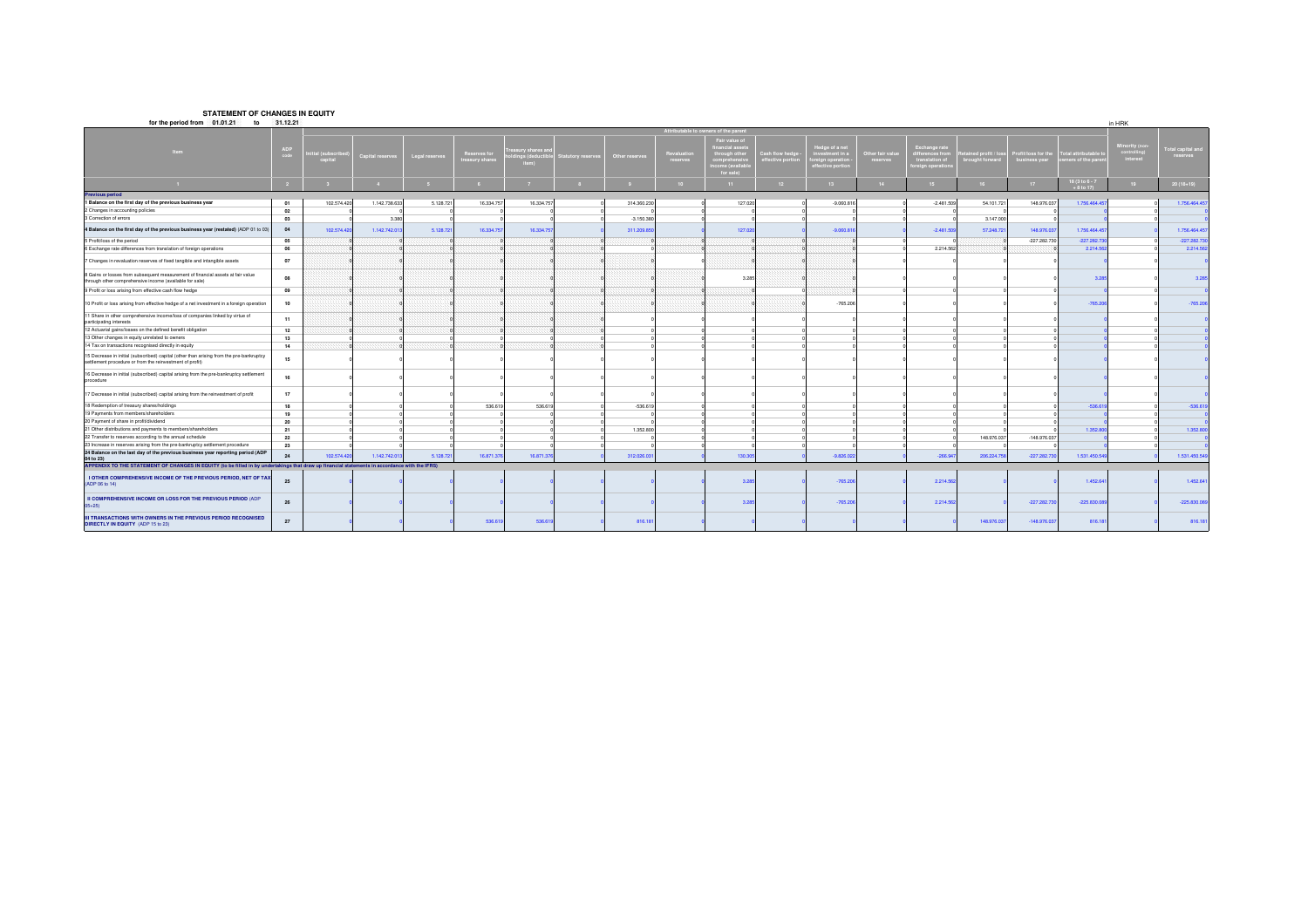# STATEMENT OF CHANGES IN EQUITY

for the period from 01.01.21 to 31.12.21

in HRK

| Item | ADP code | Attributable to owners of the parent | | | | | | | | | | | | | | | | Minority (non-controlling) interest | Total capital and reserves |
|---|---|---|---|---|---|---|---|---|---|---|---|---|---|---|---|---|---|---|---|
| | | Initial (subscribed) capital | Capital reserves | Legal reserves | Reserves for treasury shares | Treasury shares and holdings (deductible item) | Statutory reserves | Other reserves | Revaluation reserves | Fair value of financial assets through other comprehensive income (available for sale) | Cash flow hedge - effective portion | Hedge of a net investment in a foreign operation - effective portion | Other fair value reserves | Exchange rate differences from translation of foreign operations | Retained profit / loss brought forward | Profit/loss for the business year | Total attributable to owners of the parent | | |
| 1 | 2 | 3 | 4 | 5 | 6 | 7 | 8 | 9 | 10 | 11 | 12 | 13 | 14 | 15 | 16 | 17 | 18 (3 to 6 - 7 + 8 to 17) | 19 | 20 (18+19) |
| **Previous period** | | | | | | | | | | | | | | | | | | | |
| **1 Balance on the first day of the previous business year** | 01 | 102.574.420 | 1.142.738.633 | 5.128.721 | 16.334.757 | 16.334.757 | 0 | 314.360.230 | 0 | 127.020 | 0 | -9.060.816 | 0 | -2.481.509 | 54.101.721 | 148.976.037 | 1.756.464.457 | 0 | 1.756.464.457 |
| 2 Changes in accounting policies | 02 | 0 | 0 | 0 | 0 | 0 | 0 | 0 | 0 | 0 | 0 | 0 | 0 | 0 | 0 | 0 | 0 | 0 | 0 |
| 3 Correction of errors | 03 | 0 | 3.380 | 0 | 0 | 0 | 0 | -3.150.380 | 0 | 0 | 0 | 0 | 0 | 0 | 3.147.000 | 0 | 0 | 0 | 0 |
| **4 Balance on the first day of the previous business year (restated)** (ADP 01 to 03) | 04 | 102.574.420 | 1.142.742.013 | 5.128.721 | 16.334.757 | 16.334.757 | 0 | 311.209.850 | 0 | 127.020 | 0 | -9.060.816 | 0 | -2.481.509 | 57.248.721 | 148.976.037 | 1.756.464.457 | 0 | 1.756.464.457 |
| 5 Profit/loss of the period | 05 | 0 | 0 | 0 | 0 | 0 | 0 | 0 | 0 | 0 | 0 | 0 | 0 | 0 | 0 | -227.282.730 | -227.282.730 | 0 | -227.282.730 |
| 6 Exchange rate differences from translation of foreign operations | 06 | 0 | 0 | 0 | 0 | 0 | 0 | 0 | 0 | 0 | 0 | 0 | 0 | 2.214.562 | 0 | 0 | 2.214.562 | 0 | 2.214.562 |
| 7 Changes in revaluation reserves of fixed tangible and intangible assets | 07 | 0 | 0 | 0 | 0 | 0 | 0 | 0 | 0 | 0 | 0 | 0 | 0 | 0 | 0 | 0 | 0 | 0 | 0 |
| 8 Gains or losses from subsequent measurement of financial assets at fair value through other comprehensive income (available for sale) | 08 | 0 | 0 | 0 | 0 | 0 | 0 | 0 | 0 | 3.285 | 0 | 0 | 0 | 0 | 0 | 0 | 3.285 | 0 | 3.285 |
| 9 Profit or loss arising from effective cash flow hedge | 09 | 0 | 0 | 0 | 0 | 0 | 0 | 0 | 0 | 0 | 0 | 0 | 0 | 0 | 0 | 0 | 0 | 0 | 0 |
| 10 Profit or loss arising from effective hedge of a net investment in a foreign operation | 10 | 0 | 0 | 0 | 0 | 0 | 0 | 0 | 0 | 0 | 0 | -765.206 | 0 | 0 | 0 | 0 | -765.206 | 0 | -765.206 |
| 11 Share in other comprehensive income/loss of companies linked by virtue of participating interests | 11 | 0 | 0 | 0 | 0 | 0 | 0 | 0 | 0 | 0 | 0 | 0 | 0 | 0 | 0 | 0 | 0 | 0 | 0 |
| 12 Actuarial gains/losses on the defined benefit obligation | 12 | 0 | 0 | 0 | 0 | 0 | 0 | 0 | 0 | 0 | 0 | 0 | 0 | 0 | 0 | 0 | 0 | 0 | 0 |
| 13 Other changes in equity unrelated to owners | 13 | 0 | 0 | 0 | 0 | 0 | 0 | 0 | 0 | 0 | 0 | 0 | 0 | 0 | 0 | 0 | 0 | 0 | 0 |
| 14 Tax on transactions recognised directly in equity | 14 | 0 | 0 | 0 | 0 | 0 | 0 | 0 | 0 | 0 | 0 | 0 | 0 | 0 | 0 | 0 | 0 | 0 | 0 |
| 15 Decrease in initial (subscribed) capital (other than arising from the pre-bankruptcy settlement procedure or from the reinvestment of profit) | 15 | 0 | 0 | 0 | 0 | 0 | 0 | 0 | 0 | 0 | 0 | 0 | 0 | 0 | 0 | 0 | 0 | 0 | 0 |
| 16 Decrease in initial (subscribed) capital arising from the pre-bankruptcy settlement procedure | 16 | 0 | 0 | 0 | 0 | 0 | 0 | 0 | 0 | 0 | 0 | 0 | 0 | 0 | 0 | 0 | 0 | 0 | 0 |
| 17 Decrease in initial (subscribed) capital arising from the reinvestment of profit | 17 | 0 | 0 | 0 | 0 | 0 | 0 | 0 | 0 | 0 | 0 | 0 | 0 | 0 | 0 | 0 | 0 | 0 | 0 |
| 18 Redemption of treasury shares/holdings | 18 | 0 | 0 | 0 | 536.619 | 536.619 | 0 | -536.619 | 0 | 0 | 0 | 0 | 0 | 0 | 0 | 0 | -536.619 | 0 | -536.619 |
| 19 Payments from members/shareholders | 19 | 0 | 0 | 0 | 0 | 0 | 0 | 0 | 0 | 0 | 0 | 0 | 0 | 0 | 0 | 0 | 0 | 0 | 0 |
| 20 Payment of share in profit/dividend | 20 | 0 | 0 | 0 | 0 | 0 | 0 | 0 | 0 | 0 | 0 | 0 | 0 | 0 | 0 | 0 | 0 | 0 | 0 |
| 21 Other distributions and payments to members/shareholders | 21 | 0 | 0 | 0 | 0 | 0 | 0 | 1.352.800 | 0 | 0 | 0 | 0 | 0 | 0 | 0 | 0 | 1.352.800 | 0 | 1.352.800 |
| 22 Transfer to reserves according to the annual schedule | 22 | 0 | 0 | 0 | 0 | 0 | 0 | 0 | 0 | 0 | 0 | 0 | 0 | 0 | 148.976.037 | -148.976.037 | 0 | 0 | 0 |
| 23 Increase in reserves arising from the pre-bankruptcy settlement procedure | 23 | 0 | 0 | 0 | 0 | 0 | 0 | 0 | 0 | 0 | 0 | 0 | 0 | 0 | 0 | 0 | 0 | 0 | 0 |
| **24 Balance on the last day of the previous business year reporting period** (ADP 04 to 23) | 24 | 102.574.420 | 1.142.742.013 | 5.128.721 | 16.871.376 | 16.871.376 | 0 | 312.026.031 | 0 | 130.305 | 0 | -9.826.022 | 0 | -266.947 | 206.224.758 | -227.282.730 | 1.531.450.549 | 0 | 1.531.450.549 |
| **APPENDIX TO THE STATEMENT OF CHANGES IN EQUITY (to be filled in by undertakings that draw up financial statements in accordance with the IFRS)** | | | | | | | | | | | | | | | | | | | |
| **I OTHER COMPREHENSIVE INCOME OF THE PREVIOUS PERIOD, NET OF TAX** (ADP 06 to 14) | 25 | 0 | 0 | 0 | 0 | 0 | 0 | 0 | 0 | 3.285 | 0 | -765.206 | 0 | 2.214.562 | 0 | 0 | 1.452.641 | 0 | 1.452.641 |
| **II COMPREHENSIVE INCOME OR LOSS FOR THE PREVIOUS PERIOD** (ADP 05+25) | 26 | 0 | 0 | 0 | 0 | 0 | 0 | 0 | 0 | 3.285 | 0 | -765.206 | 0 | 2.214.562 | 0 | -227.282.730 | -225.830.089 | 0 | -225.830.089 |
| **III TRANSACTIONS WITH OWNERS IN THE PREVIOUS PERIOD RECOGNISED DIRECTLY IN EQUITY** (ADP 15 to 23) | 27 | 0 | 0 | 0 | 536.619 | 536.619 | 0 | 816.181 | 0 | 0 | 0 | 0 | 0 | 0 | 148.976.037 | -148.976.037 | 816.181 | 0 | 816.181 |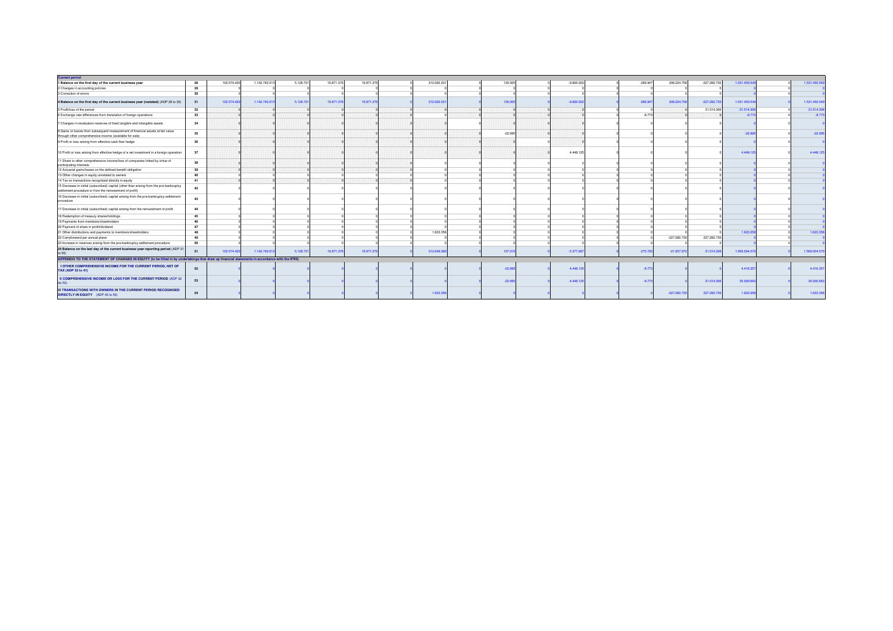| Current period | ADP | | | | | | | | | | | | | | | | | | |
|---|---|---|---|---|---|---|---|---|---|---|---|---|---|---|---|---|---|---|---|
| **1 Balance on the first day of the current business year** | **28** | 102.574.420 | 1.142.742.013 | 5.128.721 | 16.871.376 | 16.871.376 | 0 | 312.026.031 | 0 | 130.305 | 0 | -9.826.022 | 0 | -266.947 | 206.224.758 | -227.282.730 | 1.531.450.549 | 0 | 1.531.450.549 |
| 2 Changes in accounting policies | **29** | 0 | 0 | 0 | 0 | 0 | 0 | 0 | 0 | 0 | 0 | 0 | 0 | 0 | 0 | 0 | 0 | 0 | 0 |
| 3 Correction of errors | **30** | 0 | 0 | 0 | 0 | 0 | 0 | 0 | 0 | 0 | 0 | 0 | 0 | 0 | 0 | 0 | 0 | 0 | 0 |
| **4 Balance on the first day of the current business year (restated)** (ADP 28 to 30) | **31** | 102.574.420 | 1.142.742.013 | 5.128.721 | 16.871.376 | 16.871.376 | 0 | 312.026.031 | 0 | 130.305 | 0 | -9.826.022 | 0 | -266.947 | 206.224.758 | -227.282.730 | 1.531.450.549 | 0 | 1.531.450.549 |
| 5 Profit/loss of the period | **32** | 0 | 0 | 0 | 0 | 0 | 0 | 0 | 0 | 0 | 0 | 0 | 0 | 0 | 0 | 31.514.306 | 31.514.306 | 0 | 31.514.306 |
| 6 Exchange rate differences from translation of foreign operations | **33** | 0 | 0 | 0 | 0 | 0 | 0 | 0 | 0 | 0 | 0 | 0 | 0 | -6.773 | 0 | 0 | -6.773 | 0 | -6.773 |
| 7 Changes in revaluation reserves of fixed tangible and intangible assets | **34** | 0 | 0 | 0 | 0 | 0 | 0 | 0 | 0 | 0 | 0 | 0 | 0 | 0 | 0 | 0 | 0 | 0 | 0 |
| 8 Gains or losses from subsequent measurement of financial assets at fair value through other comprehensive income (available for sale) | **35** | 0 | 0 | 0 | 0 | 0 | 0 | 0 | 0 | -22.995 | 0 | 0 | 0 | 0 | 0 | 0 | -22.995 | 0 | -22.995 |
| 9 Profit or loss arising from effective cash flow hedge | **36** | 0 | 0 | 0 | 0 | 0 | 0 | 0 | 0 | 0 | 0 | 0 | 0 | 0 | 0 | 0 | 0 | 0 | 0 |
| 10 Profit or loss arising from effective hedge of a net investment in a foreign operation | **37** | 0 | 0 | 0 | 0 | 0 | 0 | 0 | 0 | 0 | 0 | 4.448.125 | 0 | 0 | 0 | 0 | 4.448.125 | 0 | 4.448.125 |
| 11 Share in other comprehensive income/loss of companies linked by virtue of participating interests | **38** | 0 | 0 | 0 | 0 | 0 | 0 | 0 | 0 | 0 | 0 | 0 | 0 | 0 | 0 | 0 | 0 | 0 | 0 |
| 12 Actuarial gains/losses on the defined benefit obligation | **39** | 0 | 0 | 0 | 0 | 0 | 0 | 0 | 0 | 0 | 0 | 0 | 0 | 0 | 0 | 0 | 0 | 0 | 0 |
| 13 Other changes in equity unrelated to owners | **40** | 0 | 0 | 0 | 0 | 0 | 0 | 0 | 0 | 0 | 0 | 0 | 0 | 0 | 0 | 0 | 0 | 0 | 0 |
| 14 Tax on transactions recognised directly in equity | **41** | 0 | 0 | 0 | 0 | 0 | 0 | 0 | 0 | 0 | 0 | 0 | 0 | 0 | 0 | 0 | 0 | 0 | 0 |
| 15 Decrease in initial (subscribed) capital (other than arising from the pre-bankruptcy settlement procedure or from the reinvestment of profit) | **42** | 0 | 0 | 0 | 0 | 0 | 0 | 0 | 0 | 0 | 0 | 0 | 0 | 0 | 0 | 0 | 0 | 0 | 0 |
| 16 Decrease in initial (subscribed) capital arising from the pre-bankruptcy settlement procedure | **43** | 0 | 0 | 0 | 0 | 0 | 0 | 0 | 0 | 0 | 0 | 0 | 0 | 0 | 0 | 0 | 0 | 0 | 0 |
| 17 Decrease in initial (subscribed) capital arising from the reinvestment of profit | **44** | 0 | 0 | 0 | 0 | 0 | 0 | 0 | 0 | 0 | 0 | 0 | 0 | 0 | 0 | 0 | 0 | 0 | 0 |
| 18 Redemption of treasury shares/holdings | **45** | 0 | 0 | 0 | 0 | 0 | 0 | 0 | 0 | 0 | 0 | 0 | 0 | 0 | 0 | 0 | 0 | 0 | 0 |
| 19 Payments from members/shareholders | **46** | 0 | 0 | 0 | 0 | 0 | 0 | 0 | 0 | 0 | 0 | 0 | 0 | 0 | 0 | 0 | 0 | 0 | 0 |
| 20 Payment of share in profit/dividend | **47** | 0 | 0 | 0 | 0 | 0 | 0 | 0 | 0 | 0 | 0 | 0 | 0 | 0 | 0 | 0 | 0 | 0 | 0 |
| 21 Other distributions and payments to members/shareholders | **48** | 0 | 0 | 0 | 0 | 0 | 0 | 1.623.358 | 0 | 0 | 0 | 0 | 0 | 0 | 0 | 0 | 1.623.358 | 0 | 1.623.358 |
| 22 Carryforward per annual plane | **49** | 0 | 0 | 0 | 0 | 0 | 0 | 0 | 0 | 0 | 0 | 0 | 0 | 0 | -227.282.730 | 227.282.730 | 0 | 0 | 0 |
| 23 Increase in reserves arising from the pre-bankruptcy settlement procedure | **50** | 0 | 0 | 0 | 0 | 0 | 0 | 0 | 0 | 0 | 0 | 0 | 0 | 0 | 0 | 0 | 0 | 0 | 0 |
| **24 Balance on the last day of the current business year reporting period** (ADP 31 to 50) | **51** | 102.574.420 | 1.142.742.013 | 5.128.721 | 16.871.376 | 16.871.376 | 0 | 313.649.389 | 0 | 107.310 | 0 | -5.377.897 | 0 | -275.720 | -21.057.972 | 31.514.306 | 1.569.004.570 | 0 | 1.569.004.570 |
| **APPENDIX TO THE STATEMENT OF CHANGES IN EQUITY (to be filled in by undertakings that draw up financial statements in accordance with the IFRS)** | | | | | | | | | | | | | | | | | | | |
| **I OTHER COMPREHENSIVE INCOME FOR THE CURRENT PERIOD, NET OF TAX (ADP 33 to 41)** | **52** | 0 | 0 | 0 | 0 | 0 | 0 | 0 | 0 | -22.995 | 0 | 4.448.125 | 0 | -6.773 | 0 | 0 | 4.416.357 | 0 | 4.416.357 |
| **II COMPREHENSIVE INCOME OR LOSS FOR THE CURRENT PERIOD** (ADP 32 do 52) | **53** | 0 | 0 | 0 | 0 | 0 | 0 | 0 | 0 | -22.995 | 0 | 4.448.125 | 0 | -6.773 | 0 | 31.514.306 | 35.930.663 | 0 | 35.930.663 |
| **III TRANSACTIONS WITH OWNERS IN THE CURRENT PERIOD RECOGNISED DIRECTLY IN EQUITY** (ADP 42 to 50) | **54** | 0 | 0 | 0 | 0 | 0 | 0 | 1.623.358 | 0 | 0 | 0 | 0 | 0 | 0 | -227.282.730 | 227.282.730 | 1.623.358 | 0 | 1.623.358 |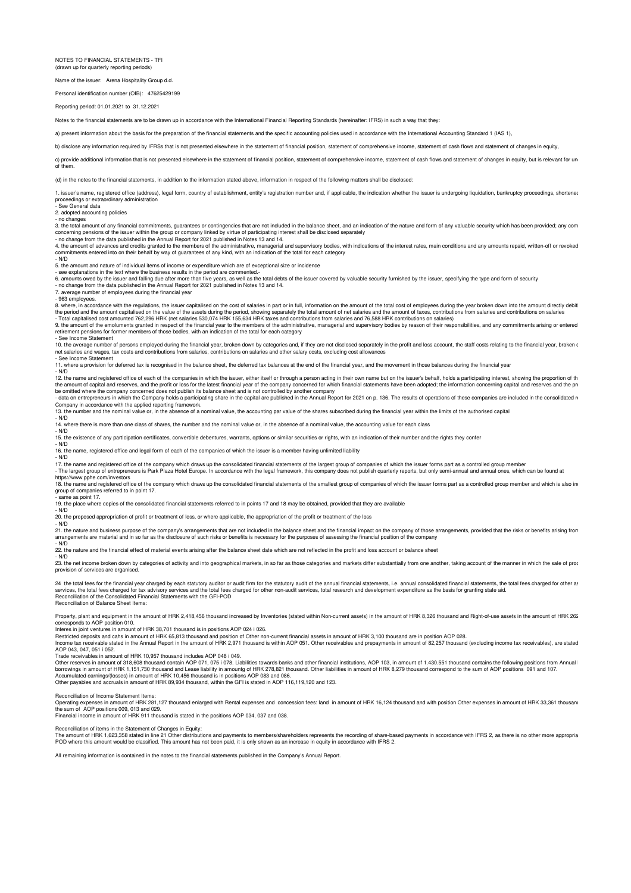NOTES TO FINANCIAL STATEMENTS - TFI
(drawn up for quarterly reporting periods)

Name of the issuer: Arena Hospitality Group d.d.

Personal identification number (OIB): 47625429199

Reporting period: 01.01.2021 to 31.12.2021

Notes to the financial statements are to be drawn up in accordance with the International Financial Reporting Standards (hereinafter: IFRS) in such a way that they:

a) present information about the basis for the preparation of the financial statements and the specific accounting policies used in accordance with the International Accounting Standard 1 (IAS 1),

b) disclose any information required by IFRSs that is not presented elsewhere in the statement of financial position, statement of comprehensive income, statement of cash flows and statement of changes in equity,

c) provide additional information that is not presented elsewhere in the statement of financial position, statement of comprehensive income, statement of cash flows and statement of changes in equity, but is relevant for un of them.

(d) in the notes to the financial statements, in addition to the information stated above, information in respect of the following matters shall be disclosed:

1. issuer's name, registered office (address), legal form, country of establishment, entity's registration number and, if applicable, the indication whether the issuer is undergoing liquidation, bankruptcy proceedings, shortened proceedings or extraordinary administration
- See General data
2. adopted accounting policies
- no changes
3. the total amount of any financial commitments, guarantees or contingencies that are not included in the balance sheet, and an indication of the nature and form of any valuable security which has been provided; any com concerning pensions of the issuer within the group or company linked by virtue of participating interest shall be disclosed separately
- no change from the data published in the Annual Report for 2021 published in Notes 13 and 14.
4. the amount of advances and credits granted to the members of the administrative, managerial and supervisory bodies, with indications of the interest rates, main conditions and any amounts repaid, written-off or revoked commitments entered into on their behalf by way of guarantees of any kind, with an indication of the total for each category
- N/D
5. the amount and nature of individual items of income or expenditure which are of exceptional size or incidence
- see explanations in the text where the business results in the period are commented.-
6. amounts owed by the issuer and falling due after more than five years, as well as the total debts of the issuer covered by valuable security furnished by the issuer, specifying the type and form of security
- no change from the data published in the Annual Report for 2021 published in Notes 13 and 14.
7. average number of employees during the financial year
- 963 employees.
8. where, in accordance with the regulations, the issuer capitalised on the cost of salaries in part or in full, information on the amount of the total cost of employees during the year broken down into the amount directly debit the period and the amount capitalised on the value of the assets during the period, showing separately the total amount of net salaries and the amount of taxes, contributions from salaries and contributions on salaries
- Total capitalised cost amounted 762,296 HRK (net salaries 530,074 HRK 155,634 HRK taxes and contributions from salaries and 76,588 HRK contributions on salaries)
9. the amount of the emoluments granted in respect of the financial year to the members of the administrative, managerial and supervisory bodies by reason of their responsibilities, and any commitments arising or entered retirement pensions for former members of those bodies, with an indication of the total for each category
- See Income Statement
10. the average number of persons employed during the financial year, broken down by categories and, if they are not disclosed separately in the profit and loss account, the staff costs relating to the financial year, broken net salaries and wages, tax costs and contributions from salaries, contributions on salaries and other salary costs, excluding cost allowances
- See Income Statement
11. where a provision for deferred tax is recognised in the balance sheet, the deferred tax balances at the end of the financial year, and the movement in those balances during the financial year
- N/D
12. the name and registered office of each of the companies in which the issuer, either itself or through a person acting in their own name but on the issuer's behalf, holds a participating interest, showing the proportion of th the amount of capital and reserves, and the profit or loss for the latest financial year of the company concerned for which financial statements have been adopted; the information concerning capital and reserves and the pr be omitted where the company concerned does not publish its balance sheet and is not controlled by another company
- data on entrepreneurs in which the Company holds a participating share in the capital are published in the Annual Report for 2021 on p. 136. The results of operations of these companies are included in the consolidated r Company in accordance with the applied reporting framework.
13. the number and the nominal value or, in the absence of a nominal value, the accounting par value of the shares subscribed during the financial year within the limits of the authorised capital
- N/D
14. where there is more than one class of shares, the number and the nominal value or, in the absence of a nominal value, the accounting value for each class
- N/D
15. the existence of any participation certificates, convertible debentures, warrants, options or similar securities or rights, with an indication of their number and the rights they confer
- N/D
16. the name, registered office and legal form of each of the companies of which the issuer is a member having unlimited liability
- N/D
17. the name and registered office of the company which draws up the consolidated financial statements of the largest group of companies of which the issuer forms part as a controlled group member
- The largest group of entrepreneurs is Park Plaza Hotel Europe. In accordance with the legal framework, this company does not publish quarterly reports, but only semi-annual and annual ones, which can be found at https://www.pphe.com/investors
18. the name and registered office of the company which draws up the consolidated financial statements of the smallest group of companies of which the issuer forms part as a controlled group member and which is also in group of companies referred to in point 17.
- same as point 17.
19. the place where copies of the consolidated financial statements referred to in points 17 and 18 may be obtained, provided that they are available
- N/D
20. the proposed appropriation of profit or treatment of loss, or where applicable, the appropriation of the profit or treatment of the loss
- N/D
21. the nature and business purpose of the company's arrangements that are not included in the balance sheet and the financial impact on the company of those arrangements, provided that the risks or benefits arising from arrangements are material and in so far as the disclosure of such risks or benefits is necessary for the purposes of assessing the financial position of the company
- N/D
22. the nature and the financial effect of material events arising after the balance sheet date which are not reflected in the profit and loss account or balance sheet
- N/D
23. the net income broken down by categories of activity and into geographical markets, in so far as those categories and markets differ substantially from one another, taking account of the manner in which the sale of prod provision of services are organised.

24 the total fees for the financial year charged by each statutory auditor or audit firm for the statutory audit of the annual financial statements, i.e. annual consolidated financial statements, the total fees charged for other as services, the total fees charged for tax advisory services and the total fees charged for other non-audit services, total research and development expenditure as the basis for granting state aid.
Reconciliation of the Consolidated Financial Statements with the GFI-POD
Reconciliation of Balance Sheet Items:

Property, plant and equipment in the amount of HRK 2,418,456 thousand increased by Inventories (stated within Non-current assets) in the amount of HRK 8,326 thousand and Right-of-use assets in the amount of HRK 262 corresponds to AOP position 010.
Interes in joint ventures in amount of HRK 38,701 thousand is in positions AOP 024 i 026.
Restricted deposits and cahs in amount of HRK 65,813 thousand and position of Other non-current financial assets in amount of HRK 3,100 thousand are in position AOP 028.
Income tax receivable stated in the Annual Report in the amount of HRK 2,971 thousand is within AOP 051. Other receivables and prepayments in amount of 82,257 thousand (excluding income tax receivables), are stated AOP 043, 047, 051 i 052.
Trade receivables in amount of HRK 10,957 thousand includes AOP 048 i 049.
Other reserves in amount of 318,608 thousand contain AOP 071, 075 i 078. Liabilities towards banks and other financial institutions, AOP 103, in amount of 1.430.551 thousand contains the following positions from Annual borrowings in amount of HRK 1,151,730 thousand and Lease liability in amountg of HRK 278,821 thousand. Other liabilities in amount of HRK 8,279 thousand correspond to the sum of AOP positions 091 and 107.
Accumulated earnings/(losses) in amount of HRK 10,456 thousand is in positions AOP 083 and 086.
Other payables and accruals in amount of HRK 89,934 thousand, within the GFI is stated in AOP 116,119,120 and 123.

Reconciliation of Income Statement Items:
Operating expenses in amount of HRK 281,127 thousand enlarged with Rental expenses and concession fees: land in amount of HRK 16,124 thousand and with position Other expenses in amount of HRK 33,361 thousan the sum of AOP positions 009, 013 and 029.
Financial income in amount of HRK 911 thousand is stated in the positions AOP 034, 037 and 038.

Reconciliation of items in the Statement of Changes in Equity:
The amount of HRK 1,623,358 stated in line 21 Other distributions and payments to members/shareholders represents the recording of share-based payments in accordance with IFRS 2, as there is no other more appropria POD where this amount would be classified. This amount has not been paid, it is only shown as an increase in equity in accordance with IFRS 2.

All remaining information is contained in the notes to the financial statements published in the Company's Annual Report.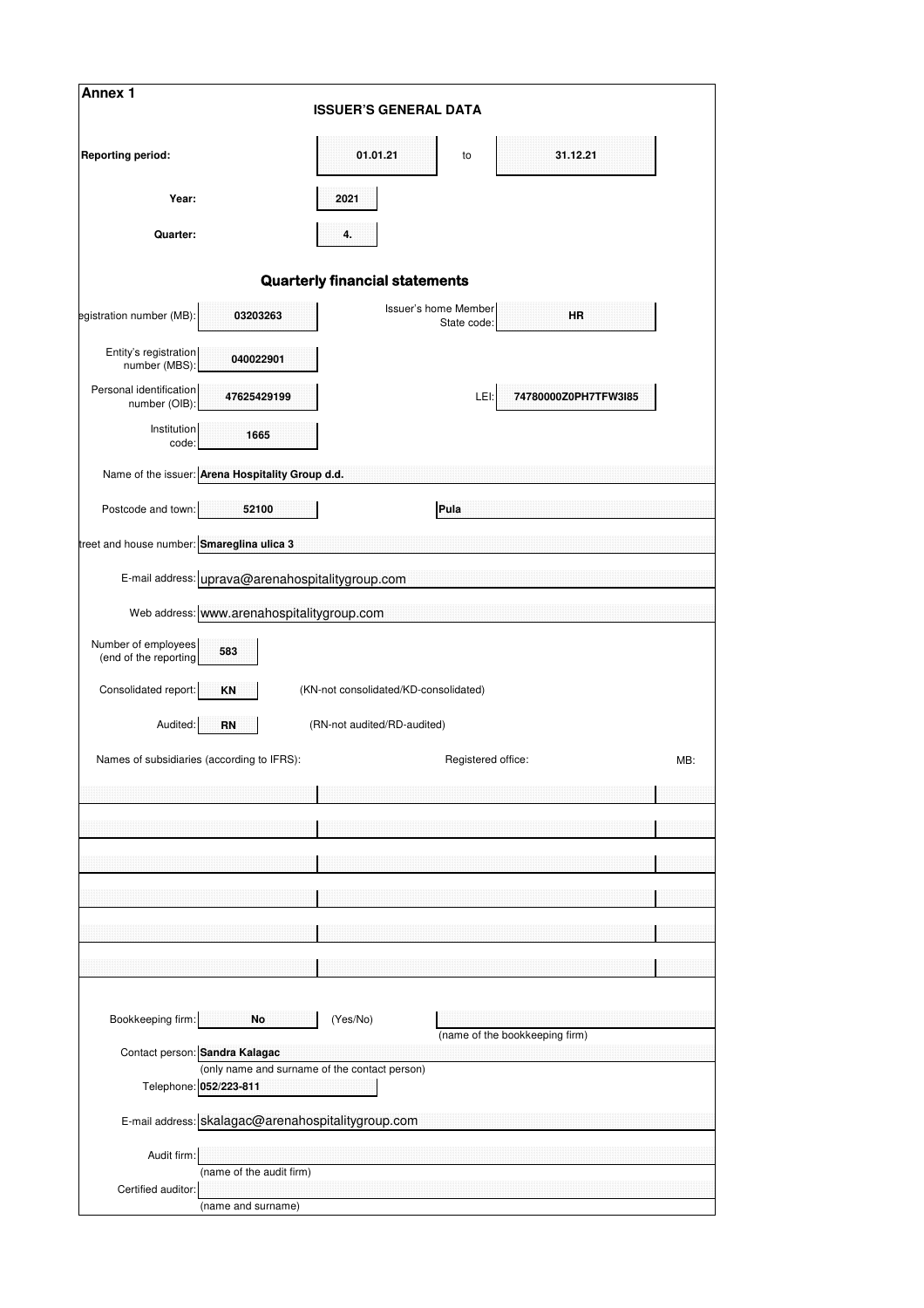**Annex 1**

## ISSUER'S GENERAL DATA

| | | | | |
|---|---|---|---|---|
| **Reporting period:** | | **01.01.21** | to | **31.12.21** |
| **Year:** | | **2021** | | |
| **Quarter:** | | **4.** | | |

## Quarterly financial statements

| | | | |
|---|---|---|---|
| Registration number (MB): | **03203263** | Issuer's home Member State code: | **HR** |
| Entity's registration number (MBS): | **040022901** | | |
| Personal identification number (OIB): | **47625429199** | LEI: | **74780000Z0PH7TFW3I85** |
| Institution code: | **1665** | | |
| Name of the issuer: | **Arena Hospitality Group d.d.** | | |
| Postcode and town: | **52100** | | **Pula** |
| Street and house number: | **Smareglina ulica 3** | | |
| E-mail address: | uprava@arenahospitalitygroup.com | | |
| Web address: | www.arenahospitalitygroup.com | | |
| Number of employees (end of the reporting | **583** | | |
| Consolidated report: | **KN** | (KN-not consolidated/KD-consolidated) | |
| Audited: | **RN** | (RN-not audited/RD-audited) | |

| Names of subsidiaries (according to IFRS): | Registered office: | MB: |
|---|---|---|
| | | |
| | | |
| | | |
| | | |
| | | |
| | | |

| | | | |
|---|---|---|---|
| Bookkeeping firm: | **No** | (Yes/No) | (name of the bookkeeping firm) |
| Contact person: | **Sandra Kalagac** (only name and surname of the contact person) | | |
| Telephone: | **052/223-811** | | |
| E-mail address: | skalagac@arenahospitalitygroup.com | | |
| Audit firm: | (name of the audit firm) | | |
| Certified auditor: | (name and surname) | | |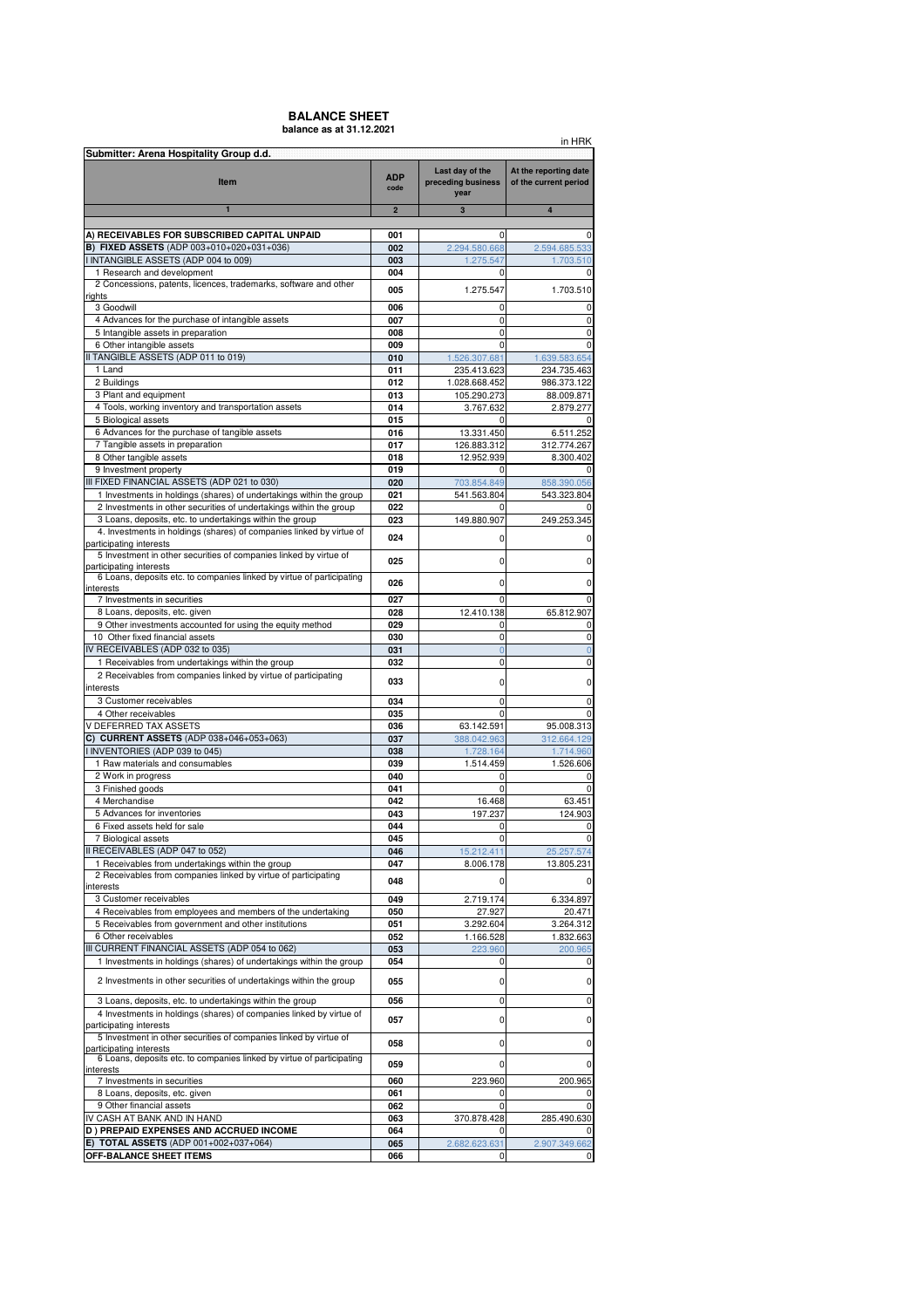# BALANCE SHEET

**balance as at 31.12.2021**

in HRK

| Submitter: Arena Hospitality Group d.d. | | | |
|---|---|---|---|
| Item | ADP code | Last day of the preceding business year | At the reporting date of the current period |
| 1 | 2 | 3 | 4 |
| **A) RECEIVABLES FOR SUBSCRIBED CAPITAL UNPAID** | 001 | 0 | 0 |
| **B) FIXED ASSETS** (ADP 003+010+020+031+036) | 002 | 2.294.580.668 | 2.594.685.533 |
| I INTANGIBLE ASSETS (ADP 004 to 009) | 003 | 1.275.547 | 1.703.510 |
| 1 Research and development | 004 | 0 | 0 |
| 2 Concessions, patents, licences, trademarks, software and other rights | 005 | 1.275.547 | 1.703.510 |
| 3 Goodwill | 006 | 0 | 0 |
| 4 Advances for the purchase of intangible assets | 007 | 0 | 0 |
| 5 Intangible assets in preparation | 008 | 0 | 0 |
| 6 Other intangible assets | 009 | 0 | 0 |
| II TANGIBLE ASSETS (ADP 011 to 019) | 010 | 1.526.307.681 | 1.639.583.654 |
| 1 Land | 011 | 235.413.623 | 234.735.463 |
| 2 Buildings | 012 | 1.028.668.452 | 986.373.122 |
| 3 Plant and equipment | 013 | 105.290.273 | 88.009.871 |
| 4 Tools, working inventory and transportation assets | 014 | 3.767.632 | 2.879.277 |
| 5 Biological assets | 015 | 0 | 0 |
| 6 Advances for the purchase of tangible assets | 016 | 13.331.450 | 6.511.252 |
| 7 Tangible assets in preparation | 017 | 126.883.312 | 312.774.267 |
| 8 Other tangible assets | 018 | 12.952.939 | 8.300.402 |
| 9 Investment property | 019 | 0 | 0 |
| III FIXED FINANCIAL ASSETS (ADP 021 to 030) | 020 | 703.854.849 | 858.390.056 |
| 1 Investments in holdings (shares) of undertakings within the group | 021 | 541.563.804 | 543.323.804 |
| 2 Investments in other securities of undertakings within the group | 022 | 0 | 0 |
| 3 Loans, deposits, etc. to undertakings within the group | 023 | 149.880.907 | 249.253.345 |
| 4. Investments in holdings (shares) of companies linked by virtue of participating interests | 024 | 0 | 0 |
| 5 Investment in other securities of companies linked by virtue of participating interests | 025 | 0 | 0 |
| 6 Loans, deposits etc. to companies linked by virtue of participating interests | 026 | 0 | 0 |
| 7 Investments in securities | 027 | 0 | 0 |
| 8 Loans, deposits, etc. given | 028 | 12.410.138 | 65.812.907 |
| 9 Other investments accounted for using the equity method | 029 | 0 | 0 |
| 10 Other fixed financial assets | 030 | 0 | 0 |
| IV RECEIVABLES (ADP 032 to 035) | 031 | 0 | 0 |
| 1 Receivables from undertakings within the group | 032 | 0 | 0 |
| 2 Receivables from companies linked by virtue of participating interests | 033 | 0 | 0 |
| 3 Customer receivables | 034 | 0 | 0 |
| 4 Other receivables | 035 | 0 | 0 |
| V DEFERRED TAX ASSETS | 036 | 63.142.591 | 95.008.313 |
| **C) CURRENT ASSETS** (ADP 038+046+053+063) | 037 | 388.042.963 | 312.664.129 |
| I INVENTORIES (ADP 039 to 045) | 038 | 1.728.164 | 1.714.960 |
| 1 Raw materials and consumables | 039 | 1.514.459 | 1.526.606 |
| 2 Work in progress | 040 | 0 | 0 |
| 3 Finished goods | 041 | 0 | 0 |
| 4 Merchandise | 042 | 16.468 | 63.451 |
| 5 Advances for inventories | 043 | 197.237 | 124.903 |
| 6 Fixed assets held for sale | 044 | 0 | 0 |
| 7 Biological assets | 045 | 0 | 0 |
| II RECEIVABLES (ADP 047 to 052) | 046 | 15.212.411 | 25.257.574 |
| 1 Receivables from undertakings within the group | 047 | 8.006.178 | 13.805.231 |
| 2 Receivables from companies linked by virtue of participating interests | 048 | 0 | 0 |
| 3 Customer receivables | 049 | 2.719.174 | 6.334.897 |
| 4 Receivables from employees and members of the undertaking | 050 | 27.927 | 20.471 |
| 5 Receivables from government and other institutions | 051 | 3.292.604 | 3.264.312 |
| 6 Other receivables | 052 | 1.166.528 | 1.832.663 |
| III CURRENT FINANCIAL ASSETS (ADP 054 to 062) | 053 | 223.960 | 200.965 |
| 1 Investments in holdings (shares) of undertakings within the group | 054 | 0 | 0 |
| 2 Investments in other securities of undertakings within the group | 055 | 0 | 0 |
| 3 Loans, deposits, etc. to undertakings within the group | 056 | 0 | 0 |
| 4 Investments in holdings (shares) of companies linked by virtue of participating interests | 057 | 0 | 0 |
| 5 Investment in other securities of companies linked by virtue of participating interests | 058 | 0 | 0 |
| 6 Loans, deposits etc. to companies linked by virtue of participating interests | 059 | 0 | 0 |
| 7 Investments in securities | 060 | 223.960 | 200.965 |
| 8 Loans, deposits, etc. given | 061 | 0 | 0 |
| 9 Other financial assets | 062 | 0 | 0 |
| IV CASH AT BANK AND IN HAND | 063 | 370.878.428 | 285.490.630 |
| **D ) PREPAID EXPENSES AND ACCRUED INCOME** | 064 | 0 | 0 |
| **E) TOTAL ASSETS** (ADP 001+002+037+064) | 065 | 2.682.623.631 | 2.907.349.662 |
| **OFF-BALANCE SHEET ITEMS** | 066 | 0 | 0 |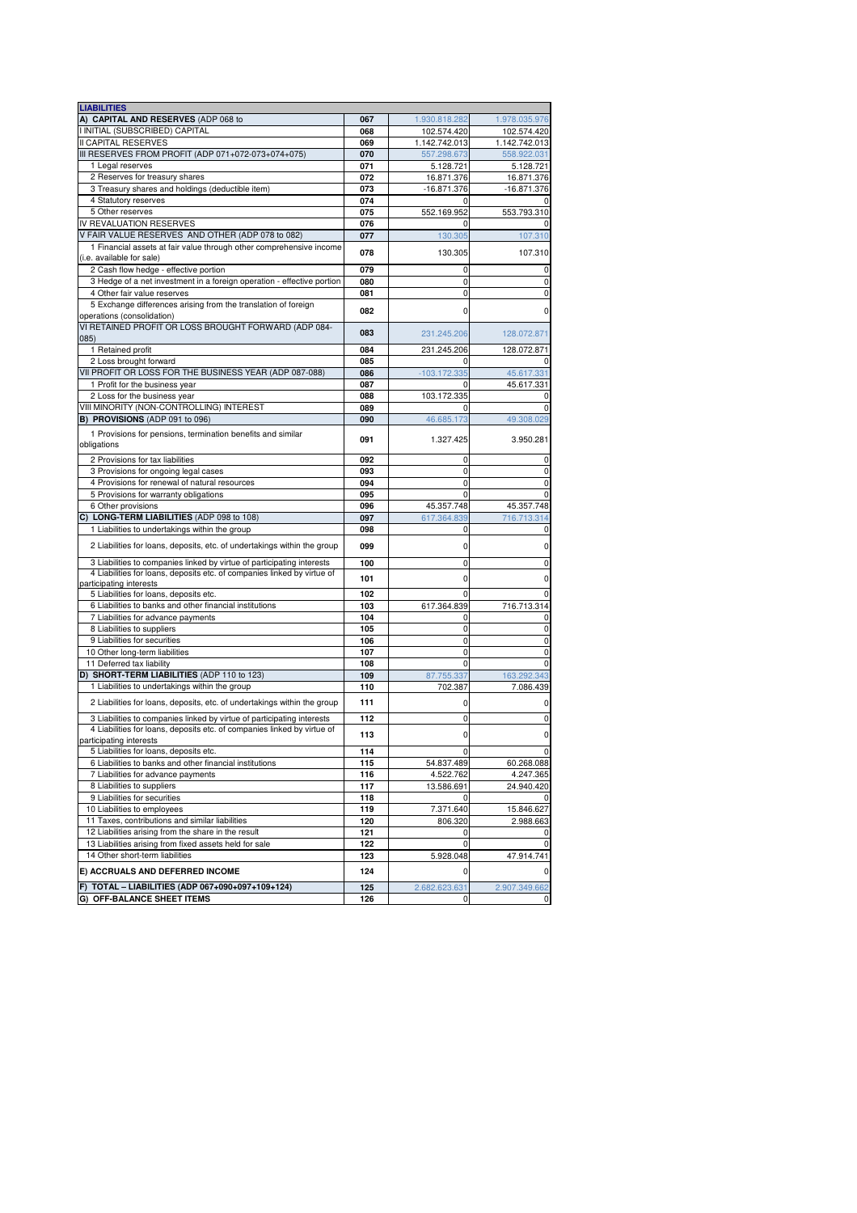| LIABILITIES | | | |
|---|---|---|---|
| **A) CAPITAL AND RESERVES** (ADP 068 to | 067 | 1.930.818.282 | 1.978.035.976 |
| I INITIAL (SUBSCRIBED) CAPITAL | 068 | 102.574.420 | 102.574.420 |
| II CAPITAL RESERVES | 069 | 1.142.742.013 | 1.142.742.013 |
| III RESERVES FROM PROFIT (ADP 071+072-073+074+075) | 070 | 557.298.673 | 558.922.031 |
| 1 Legal reserves | 071 | 5.128.721 | 5.128.721 |
| 2 Reserves for treasury shares | 072 | 16.871.376 | 16.871.376 |
| 3 Treasury shares and holdings (deductible item) | 073 | -16.871.376 | -16.871.376 |
| 4 Statutory reserves | 074 | 0 | 0 |
| 5 Other reserves | 075 | 552.169.952 | 553.793.310 |
| IV REVALUATION RESERVES | 076 | 0 | 0 |
| V FAIR VALUE RESERVES AND OTHER (ADP 078 to 082) | 077 | 130.305 | 107.310 |
| 1 Financial assets at fair value through other comprehensive income (i.e. available for sale) | 078 | 130.305 | 107.310 |
| 2 Cash flow hedge - effective portion | 079 | 0 | 0 |
| 3 Hedge of a net investment in a foreign operation - effective portion | 080 | 0 | 0 |
| 4 Other fair value reserves | 081 | 0 | 0 |
| 5 Exchange differences arising from the translation of foreign operations (consolidation) | 082 | 0 | 0 |
| VI RETAINED PROFIT OR LOSS BROUGHT FORWARD (ADP 084-085) | 083 | 231.245.206 | 128.072.871 |
| 1 Retained profit | 084 | 231.245.206 | 128.072.871 |
| 2 Loss brought forward | 085 | 0 | 0 |
| VII PROFIT OR LOSS FOR THE BUSINESS YEAR (ADP 087-088) | 086 | -103.172.335 | 45.617.331 |
| 1 Profit for the business year | 087 | 0 | 45.617.331 |
| 2 Loss for the business year | 088 | 103.172.335 | 0 |
| VIII MINORITY (NON-CONTROLLING) INTEREST | 089 | 0 | 0 |
| **B) PROVISIONS** (ADP 091 to 096) | 090 | 46.685.173 | 49.308.029 |
| 1 Provisions for pensions, termination benefits and similar obligations | 091 | 1.327.425 | 3.950.281 |
| 2 Provisions for tax liabilities | 092 | 0 | 0 |
| 3 Provisions for ongoing legal cases | 093 | 0 | 0 |
| 4 Provisions for renewal of natural resources | 094 | 0 | 0 |
| 5 Provisions for warranty obligations | 095 | 0 | 0 |
| 6 Other provisions | 096 | 45.357.748 | 45.357.748 |
| **C) LONG-TERM LIABILITIES** (ADP 098 to 108) | 097 | 617.364.839 | 716.713.314 |
| 1 Liabilities to undertakings within the group | 098 | 0 | 0 |
| 2 Liabilities for loans, deposits, etc. of undertakings within the group | 099 | 0 | 0 |
| 3 Liabilities to companies linked by virtue of participating interests | 100 | 0 | 0 |
| 4 Liabilities for loans, deposits etc. of companies linked by virtue of participating interests | 101 | 0 | 0 |
| 5 Liabilities for loans, deposits etc. | 102 | 0 | 0 |
| 6 Liabilities to banks and other financial institutions | 103 | 617.364.839 | 716.713.314 |
| 7 Liabilities for advance payments | 104 | 0 | 0 |
| 8 Liabilities to suppliers | 105 | 0 | 0 |
| 9 Liabilities for securities | 106 | 0 | 0 |
| 10 Other long-term liabilities | 107 | 0 | 0 |
| 11 Deferred tax liability | 108 | 0 | 0 |
| **D) SHORT-TERM LIABILITIES** (ADP 110 to 123) | 109 | 87.755.337 | 163.292.343 |
| 1 Liabilities to undertakings within the group | 110 | 702.387 | 7.086.439 |
| 2 Liabilities for loans, deposits, etc. of undertakings within the group | 111 | 0 | 0 |
| 3 Liabilities to companies linked by virtue of participating interests | 112 | 0 | 0 |
| 4 Liabilities for loans, deposits etc. of companies linked by virtue of participating interests | 113 | 0 | 0 |
| 5 Liabilities for loans, deposits etc. | 114 | 0 | 0 |
| 6 Liabilities to banks and other financial institutions | 115 | 54.837.489 | 60.268.088 |
| 7 Liabilities for advance payments | 116 | 4.522.762 | 4.247.365 |
| 8 Liabilities to suppliers | 117 | 13.586.691 | 24.940.420 |
| 9 Liabilities for securities | 118 | 0 | 0 |
| 10 Liabilities to employees | 119 | 7.371.640 | 15.846.627 |
| 11 Taxes, contributions and similar liabilities | 120 | 806.320 | 2.988.663 |
| 12 Liabilities arising from the share in the result | 121 | 0 | 0 |
| 13 Liabilities arising from fixed assets held for sale | 122 | 0 | 0 |
| 14 Other short-term liabilities | 123 | 5.928.048 | 47.914.741 |
| **E) ACCRUALS AND DEFERRED INCOME** | 124 | 0 | 0 |
| **F) TOTAL – LIABILITIES (ADP 067+090+097+109+124)** | 125 | 2.682.623.631 | 2.907.349.662 |
| **G) OFF-BALANCE SHEET ITEMS** | 126 | 0 | 0 |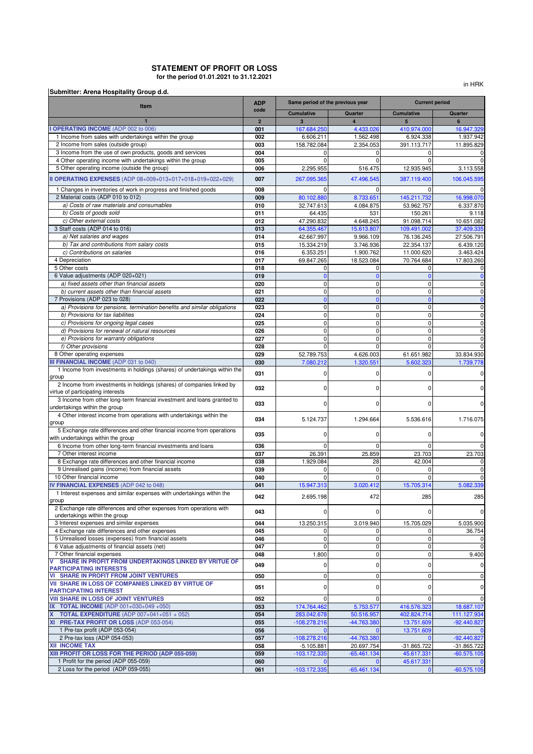# STATEMENT OF PROFIT OR LOSS

**for the period 01.01.2021 to 31.12.2021**

in HRK

**Submitter: Arena Hospitality Group d.d.**

| Item | ADP code | Same period of the previous year | | Current period | |
|---|---|---|---|---|---|
| | | Cumulative | Quarter | Cumulative | Quarter |
| 1 | 2 | 3 | 4 | 5 | 6 |
| **I OPERATING INCOME** (ADP 002 to 006) | 001 | 167.684.250 | 4.433.026 | 410.974.000 | 16.947.329 |
| 1 Income from sales with undertakings within the group | 002 | 6.606.211 | 1.562.498 | 6.924.338 | 1.937.942 |
| 2 Income from sales (outside group) | 003 | 158.782.084 | 2.354.053 | 391.113.717 | 11.895.829 |
| 3 Income from the use of own products, goods and services | 004 | 0 | 0 | 0 | 0 |
| 4 Other operating income with undertakings within the group | 005 | 0 | 0 | 0 | 0 |
| 5 Other operating income (outside the group) | 006 | 2.295.955 | 516.475 | 12.935.945 | 3.113.558 |
| **II OPERATING EXPENSES** (ADP 08+009+013+017+018+019+022+029) | 007 | 267.095.365 | 47.496.545 | 387.119.400 | 106.045.595 |
| 1 Changes in inventories of work in progress and finished goods | 008 | 0 | 0 | 0 | 0 |
| 2 Material costs (ADP 010 to 012) | 009 | 80.102.880 | 8.733.651 | 145.211.732 | 16.998.070 |
| *a) Costs of raw materials and consumables* | 010 | 32.747.613 | 4.084.875 | 53.962.757 | 6.337.870 |
| *b) Costs of goods sold* | 011 | 64.435 | 531 | 150.261 | 9.118 |
| *c) Other external costs* | 012 | 47.290.832 | 4.648.245 | 91.098.714 | 10.651.082 |
| 3 Staff costs (ADP 014 to 016) | 013 | 64.355.467 | 15.613.807 | 109.491.002 | 37.409.335 |
| *a) Net salaries and wages* | 014 | 42.667.997 | 9.966.109 | 76.136.245 | 27.506.791 |
| *b) Tax and contributions from salary costs* | 015 | 15.334.219 | 3.746.936 | 22.354.137 | 6.439.120 |
| *c) Contributions on salaries* | 016 | 6.353.251 | 1.900.762 | 11.000.620 | 3.463.424 |
| 4 Depreciation | 017 | 69.847.265 | 18.523.084 | 70.764.684 | 17.803.260 |
| 5 Other costs | 018 | 0 | 0 | 0 | 0 |
| 6 Value adjustments (ADP 020+021) | 019 | 0 | 0 | 0 | 0 |
| *a) fixed assets other than financial assets* | 020 | 0 | 0 | 0 | 0 |
| *b) current assets other than financial assets* | 021 | 0 | 0 | 0 | 0 |
| 7 Provisions (ADP 023 to 028) | 022 | 0 | 0 | 0 | 0 |
| *a) Provisions for pensions, termination benefits and similar obligations* | 023 | 0 | 0 | 0 | 0 |
| *b) Provisions for tax liabilities* | 024 | 0 | 0 | 0 | 0 |
| *c) Provisions for ongoing legal cases* | 025 | 0 | 0 | 0 | 0 |
| *d) Provisions for renewal of natural resources* | 026 | 0 | 0 | 0 | 0 |
| *e) Provisions for warranty obligations* | 027 | 0 | 0 | 0 | 0 |
| *f) Other provisions* | 028 | 0 | 0 | 0 | 0 |
| 8 Other operating expenses | 029 | 52.789.753 | 4.626.003 | 61.651.982 | 33.834.930 |
| **III FINANCIAL INCOME** (ADP 031 to 040) | 030 | 7.080.212 | 1.320.551 | 5.602.323 | 1.739.778 |
| 1 Income from investments in holdings (shares) of undertakings within the group | 031 | 0 | 0 | 0 | 0 |
| 2 Income from investments in holdings (shares) of companies linked by virtue of participating interests | 032 | 0 | 0 | 0 | 0 |
| 3 Income from other long-term financial investment and loans granted to undertakings within the group | 033 | 0 | 0 | 0 | 0 |
| 4 Other interest income from operations with undertakings within the group | 034 | 5.124.737 | 1.294.664 | 5.536.616 | 1.716.075 |
| 5 Exchange rate differences and other financial income from operations with undertakings within the group | 035 | 0 | 0 | 0 | 0 |
| 6 Income from other long-term financial investments and loans | 036 | 0 | 0 | 0 | 0 |
| 7 Other interest income | 037 | 26.391 | 25.859 | 23.703 | 23.703 |
| 8 Exchange rate differences and other financial income | 038 | 1.929.084 | 28 | 42.004 | 0 |
| 9 Unrealised gains (income) from financial assets | 039 | 0 | 0 | 0 | 0 |
| 10 Other financial income | 040 | 0 | 0 | 0 | 0 |
| **IV FINANCIAL EXPENSES** (ADP 042 to 048) | 041 | 15.947.313 | 3.020.412 | 15.705.314 | 5.082.339 |
| 1 Interest expenses and similar expenses with undertakings within the group | 042 | 2.695.198 | 472 | 285 | 285 |
| 2 Exchange rate differences and other expenses from operations with undertakings within the group | 043 | 0 | 0 | 0 | 0 |
| 3 Interest expenses and similar expenses | 044 | 13.250.315 | 3.019.940 | 15.705.029 | 5.035.900 |
| 4 Exchange rate differences and other expenses | 045 | 0 | 0 | 0 | 36.754 |
| 5 Unrealised losses (expenses) from financial assets | 046 | 0 | 0 | 0 | 0 |
| 6 Value adjustments of financial assets (net) | 047 | 0 | 0 | 0 | 0 |
| 7 Other financial expenses | 048 | 1.800 | 0 | 0 | 9.400 |
| **V SHARE IN PROFIT FROM UNDERTAKINGS LINKED BY VRITUE OF PARTICIPATING INTERESTS** | 049 | 0 | 0 | 0 | 0 |
| **VI SHARE IN PROFIT FROM JOINT VENTURES** | 050 | 0 | 0 | 0 | 0 |
| **VII SHARE IN LOSS OF COMPANIES LINKED BY VIRTUE OF PARTICIPATING INTEREST** | 051 | 0 | 0 | 0 | 0 |
| **VIII SHARE IN LOSS OF JOINT VENTURES** | 052 | 0 | 0 | 0 | 0 |
| **IX TOTAL INCOME** (ADP 001+030+049 +050) | 053 | 174.764.462 | 5.753.577 | 416.576.323 | 18.687.107 |
| **X TOTAL EXPENDITURE** (ADP 007+041+051 + 052) | 054 | 283.042.678 | 50.516.957 | 402.824.714 | 111.127.934 |
| **XI PRE-TAX PROFIT OR LOSS** (ADP 053-054) | 055 | -108.278.216 | -44.763.380 | 13.751.609 | -92.440.827 |
| 1 Pre-tax profit (ADP 053-054) | 056 | 0 | 0 | 13.751.609 | 0 |
| 2 Pre-tax loss (ADP 054-053) | 057 | -108.278.216 | -44.763.380 | 0 | -92.440.827 |
| **XII INCOME TAX** | 058 | -5.105.881 | 20.697.754 | -31.865.722 | -31.865.722 |
| **XIII PROFIT OR LOSS FOR THE PERIOD (ADP 055-059)** | 059 | -103.172.335 | -65.461.134 | 45.617.331 | -60.575.105 |
| 1 Profit for the period (ADP 055-059) | 060 | 0 | 0 | 45.617.331 | 0 |
| 2 Loss for the period (ADP 059-055) | 061 | -103.172.335 | -65.461.134 | 0 | -60.575.105 |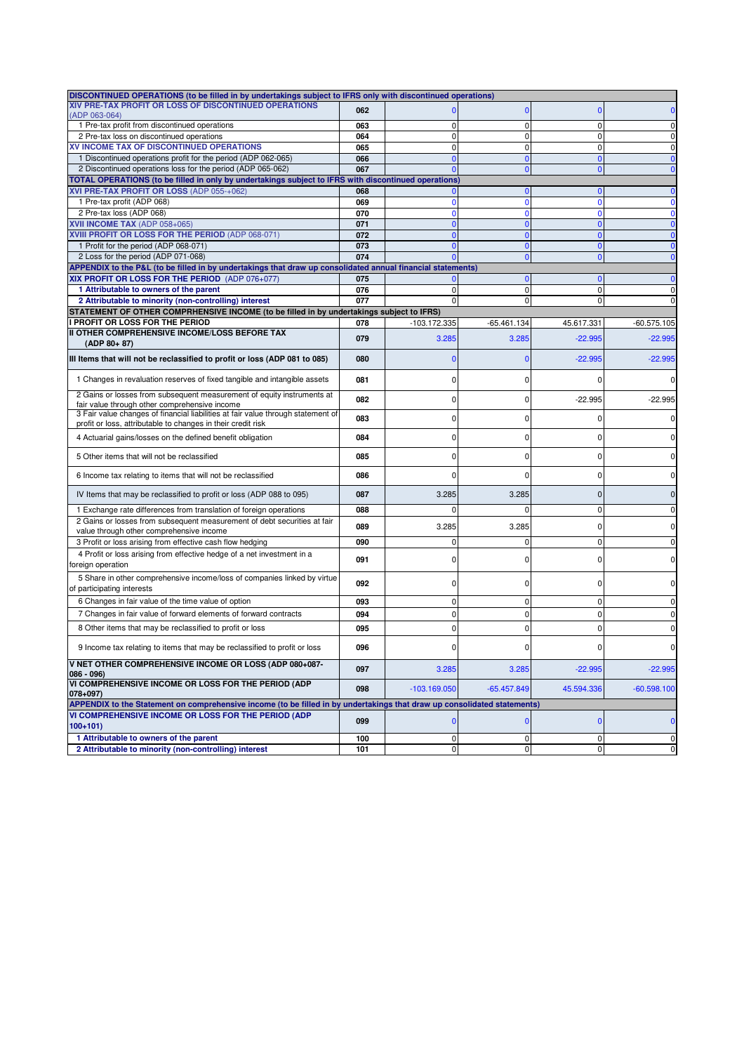| DISCONTINUED OPERATIONS (to be filled in by undertakings subject to IFRS only with discontinued operations) | | | | | |
|---|---|---|---|---|---|
| XIV PRE-TAX PROFIT OR LOSS OF DISCONTINUED OPERATIONS (ADP 063-064) | 062 | 0 | 0 | 0 | 0 |
| 1 Pre-tax profit from discontinued operations | 063 | 0 | 0 | 0 | 0 |
| 2 Pre-tax loss on discontinued operations | 064 | 0 | 0 | 0 | 0 |
| XV INCOME TAX OF DISCONTINUED OPERATIONS | 065 | 0 | 0 | 0 | 0 |
| 1 Discontinued operations profit for the period (ADP 062-065) | 066 | 0 | 0 | 0 | 0 |
| 2 Discontinued operations loss for the period (ADP 065-062) | 067 | 0 | 0 | 0 | 0 |
| **TOTAL OPERATIONS (to be filled in only by undertakings subject to IFRS with discontinued operations)** | | | | | |
| XVI PRE-TAX PROFIT OR LOSS (ADP 055-+062) | 068 | 0 | 0 | 0 | 0 |
| 1 Pre-tax profit (ADP 068) | 069 | 0 | 0 | 0 | 0 |
| 2 Pre-tax loss (ADP 068) | 070 | 0 | 0 | 0 | 0 |
| XVII INCOME TAX (ADP 058+065) | 071 | 0 | 0 | 0 | 0 |
| XVIII PROFIT OR LOSS FOR THE PERIOD (ADP 068-071) | 072 | 0 | 0 | 0 | 0 |
| 1 Profit for the period (ADP 068-071) | 073 | 0 | 0 | 0 | 0 |
| 2 Loss for the period (ADP 071-068) | 074 | 0 | 0 | 0 | 0 |
| **APPENDIX to the P&L (to be filled in by undertakings that draw up consolidated annual financial statements)** | | | | | |
| XIX PROFIT OR LOSS FOR THE PERIOD (ADP 076+077) | 075 | 0 | 0 | 0 | 0 |
| 1 Attributable to owners of the parent | 076 | 0 | 0 | 0 | 0 |
| 2 Attributable to minority (non-controlling) interest | 077 | 0 | 0 | 0 | 0 |
| **STATEMENT OF OTHER COMPRHENSIVE INCOME (to be filled in by undertakings subject to IFRS)** | | | | | |
| I PROFIT OR LOSS FOR THE PERIOD | 078 | -103.172.335 | -65.461.134 | 45.617.331 | -60.575.105 |
| II OTHER COMPREHENSIVE INCOME/LOSS BEFORE TAX (ADP 80+ 87) | 079 | 3.285 | 3.285 | -22.995 | -22.995 |
| III Items that will not be reclassified to profit or loss (ADP 081 to 085) | 080 | 0 | 0 | -22.995 | -22.995 |
| 1 Changes in revaluation reserves of fixed tangible and intangible assets | 081 | 0 | 0 | 0 | 0 |
| 2 Gains or losses from subsequent measurement of equity instruments at fair value through other comprehensive income | 082 | 0 | 0 | -22.995 | -22.995 |
| 3 Fair value changes of financial liabilities at fair value through statement of profit or loss, attributable to changes in their credit risk | 083 | 0 | 0 | 0 | 0 |
| 4 Actuarial gains/losses on the defined benefit obligation | 084 | 0 | 0 | 0 | 0 |
| 5 Other items that will not be reclassified | 085 | 0 | 0 | 0 | 0 |
| 6 Income tax relating to items that will not be reclassified | 086 | 0 | 0 | 0 | 0 |
| IV Items that may be reclassified to profit or loss (ADP 088 to 095) | 087 | 3.285 | 3.285 | 0 | 0 |
| 1 Exchange rate differences from translation of foreign operations | 088 | 0 | 0 | 0 | 0 |
| 2 Gains or losses from subsequent measurement of debt securities at fair value through other comprehensive income | 089 | 3.285 | 3.285 | 0 | 0 |
| 3 Profit or loss arising from effective cash flow hedging | 090 | 0 | 0 | 0 | 0 |
| 4 Profit or loss arising from effective hedge of a net investment in a foreign operation | 091 | 0 | 0 | 0 | 0 |
| 5 Share in other comprehensive income/loss of companies linked by virtue of participating interests | 092 | 0 | 0 | 0 | 0 |
| 6 Changes in fair value of the time value of option | 093 | 0 | 0 | 0 | 0 |
| 7 Changes in fair value of forward elements of forward contracts | 094 | 0 | 0 | 0 | 0 |
| 8 Other items that may be reclassified to profit or loss | 095 | 0 | 0 | 0 | 0 |
| 9 Income tax relating to items that may be reclassified to profit or loss | 096 | 0 | 0 | 0 | 0 |
| V NET OTHER COMPREHENSIVE INCOME OR LOSS (ADP 080+087-086 - 096) | 097 | 3.285 | 3.285 | -22.995 | -22.995 |
| VI COMPREHENSIVE INCOME OR LOSS FOR THE PERIOD (ADP 078+097) | 098 | -103.169.050 | -65.457.849 | 45.594.336 | -60.598.100 |
| **APPENDIX to the Statement on comprehensive income (to be filled in by undertakings that draw up consolidated statements)** | | | | | |
| VI COMPREHENSIVE INCOME OR LOSS FOR THE PERIOD (ADP 100+101) | 099 | 0 | 0 | 0 | 0 |
| 1 Attributable to owners of the parent | 100 | 0 | 0 | 0 | 0 |
| 2 Attributable to minority (non-controlling) interest | 101 | 0 | 0 | 0 | 0 |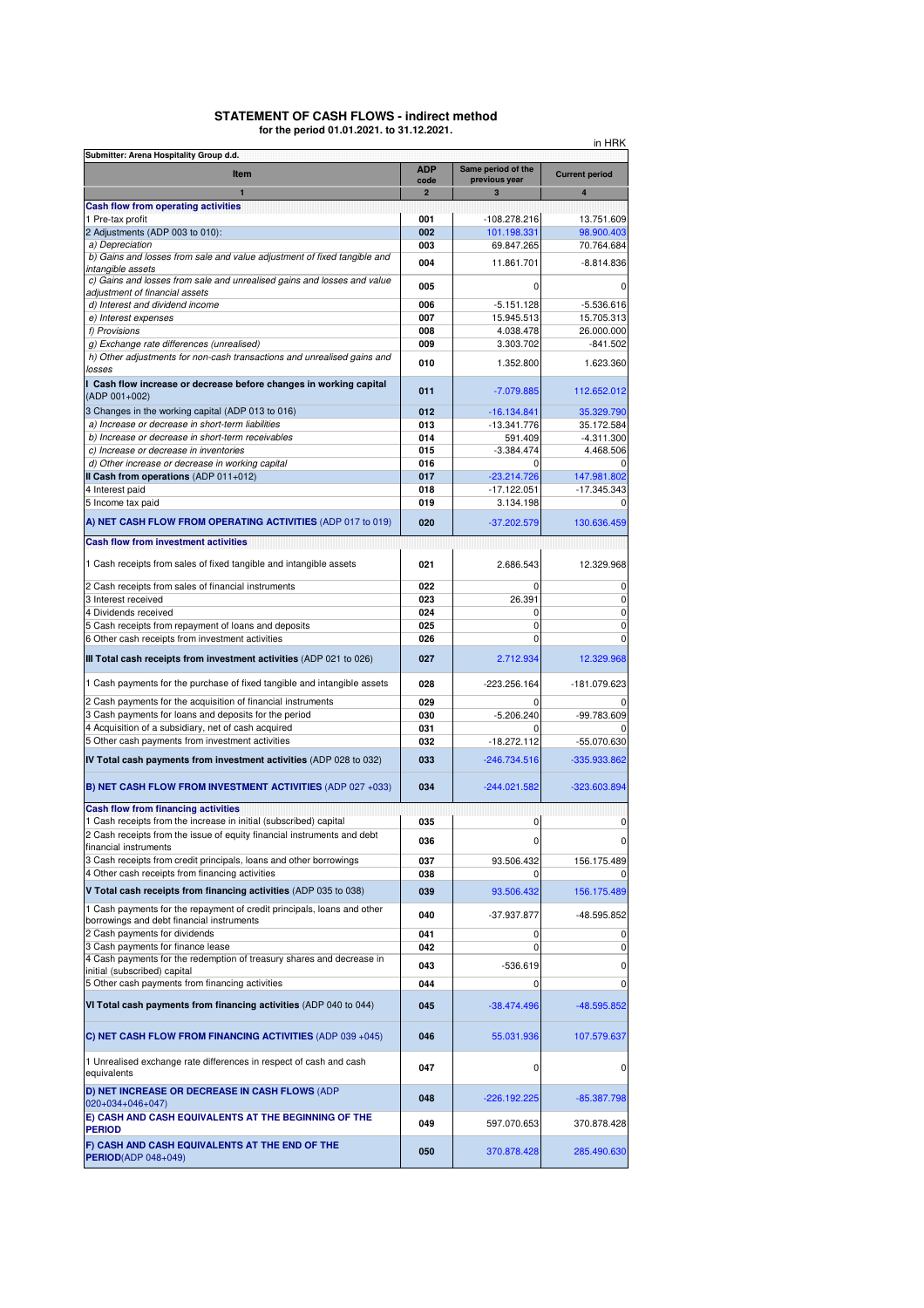# STATEMENT OF CASH FLOWS - indirect method

**for the period 01.01.2021. to 31.12.2021.**

in HRK

| Submitter: Arena Hospitality Group d.d. | | | |
|---|---|---|---|
| **Item** | **ADP code** | **Same period of the previous year** | **Current period** |
| 1 | 2 | 3 | 4 |
| **Cash flow from operating activities** | | | |
| 1 Pre-tax profit | 001 | -108.278.216 | 13.751.609 |
| 2 Adjustments (ADP 003 to 010): | 002 | 101.198.331 | 98.900.403 |
| *a) Depreciation* | 003 | 69.847.265 | 70.764.684 |
| *b) Gains and losses from sale and value adjustment of fixed tangible and intangible assets* | 004 | 11.861.701 | -8.814.836 |
| *c) Gains and losses from sale and unrealised gains and losses and value adjustment of financial assets* | 005 | 0 | 0 |
| *d) Interest and dividend income* | 006 | -5.151.128 | -5.536.616 |
| *e) Interest expenses* | 007 | 15.945.513 | 15.705.313 |
| *f) Provisions* | 008 | 4.038.478 | 26.000.000 |
| *g) Exchange rate differences (unrealised)* | 009 | 3.303.702 | -841.502 |
| *h) Other adjustments for non-cash transactions and unrealised gains and losses* | 010 | 1.352.800 | 1.623.360 |
| **I Cash flow increase or decrease before changes in working capital** (ADP 001+002) | 011 | -7.079.885 | 112.652.012 |
| 3 Changes in the working capital (ADP 013 to 016) | 012 | -16.134.841 | 35.329.790 |
| *a) Increase or decrease in short-term liabilities* | 013 | -13.341.776 | 35.172.584 |
| *b) Increase or decrease in short-term receivables* | 014 | 591.409 | -4.311.300 |
| *c) Increase or decrease in inventories* | 015 | -3.384.474 | 4.468.506 |
| *d) Other increase or decrease in working capital* | 016 | 0 | 0 |
| **II Cash from operations** (ADP 011+012) | 017 | -23.214.726 | 147.981.802 |
| 4 Interest paid | 018 | -17.122.051 | -17.345.343 |
| 5 Income tax paid | 019 | 3.134.198 | 0 |
| **A) NET CASH FLOW FROM OPERATING ACTIVITIES** (ADP 017 to 019) | 020 | -37.202.579 | 130.636.459 |
| **Cash flow from investment activities** | | | |
| 1 Cash receipts from sales of fixed tangible and intangible assets | 021 | 2.686.543 | 12.329.968 |
| 2 Cash receipts from sales of financial instruments | 022 | 0 | 0 |
| 3 Interest received | 023 | 26.391 | 0 |
| 4 Dividends received | 024 | 0 | 0 |
| 5 Cash receipts from repayment of loans and deposits | 025 | 0 | 0 |
| 6 Other cash receipts from investment activities | 026 | 0 | 0 |
| **III Total cash receipts from investment activities** (ADP 021 to 026) | 027 | 2.712.934 | 12.329.968 |
| 1 Cash payments for the purchase of fixed tangible and intangible assets | 028 | -223.256.164 | -181.079.623 |
| 2 Cash payments for the acquisition of financial instruments | 029 | 0 | 0 |
| 3 Cash payments for loans and deposits for the period | 030 | -5.206.240 | -99.783.609 |
| 4 Acquisition of a subsidiary, net of cash acquired | 031 | 0 | 0 |
| 5 Other cash payments from investment activities | 032 | -18.272.112 | -55.070.630 |
| **IV Total cash payments from investment activities** (ADP 028 to 032) | 033 | -246.734.516 | -335.933.862 |
| **B) NET CASH FLOW FROM INVESTMENT ACTIVITIES** (ADP 027 +033) | 034 | -244.021.582 | -323.603.894 |
| **Cash flow from financing activities** | | | |
| 1 Cash receipts from the increase in initial (subscribed) capital | 035 | 0 | 0 |
| 2 Cash receipts from the issue of equity financial instruments and debt financial instruments | 036 | 0 | 0 |
| 3 Cash receipts from credit principals, loans and other borrowings | 037 | 93.506.432 | 156.175.489 |
| 4 Other cash receipts from financing activities | 038 | 0 | 0 |
| **V Total cash receipts from financing activities** (ADP 035 to 038) | 039 | 93.506.432 | 156.175.489 |
| 1 Cash payments for the repayment of credit principals, loans and other borrowings and debt financial instruments | 040 | -37.937.877 | -48.595.852 |
| 2 Cash payments for dividends | 041 | 0 | 0 |
| 3 Cash payments for finance lease | 042 | 0 | 0 |
| 4 Cash payments for the redemption of treasury shares and decrease in initial (subscribed) capital | 043 | -536.619 | 0 |
| 5 Other cash payments from financing activities | 044 | 0 | 0 |
| **VI Total cash payments from financing activities** (ADP 040 to 044) | 045 | -38.474.496 | -48.595.852 |
| **C) NET CASH FLOW FROM FINANCING ACTIVITIES** (ADP 039 +045) | 046 | 55.031.936 | 107.579.637 |
| 1 Unrealised exchange rate differences in respect of cash and cash equivalents | 047 | 0 | 0 |
| **D) NET INCREASE OR DECREASE IN CASH FLOWS** (ADP 020+034+046+047) | 048 | -226.192.225 | -85.387.798 |
| **E) CASH AND CASH EQUIVALENTS AT THE BEGINNING OF THE PERIOD** | 049 | 597.070.653 | 370.878.428 |
| **F) CASH AND CASH EQUIVALENTS AT THE END OF THE PERIOD** (ADP 048+049) | 050 | 370.878.428 | 285.490.630 |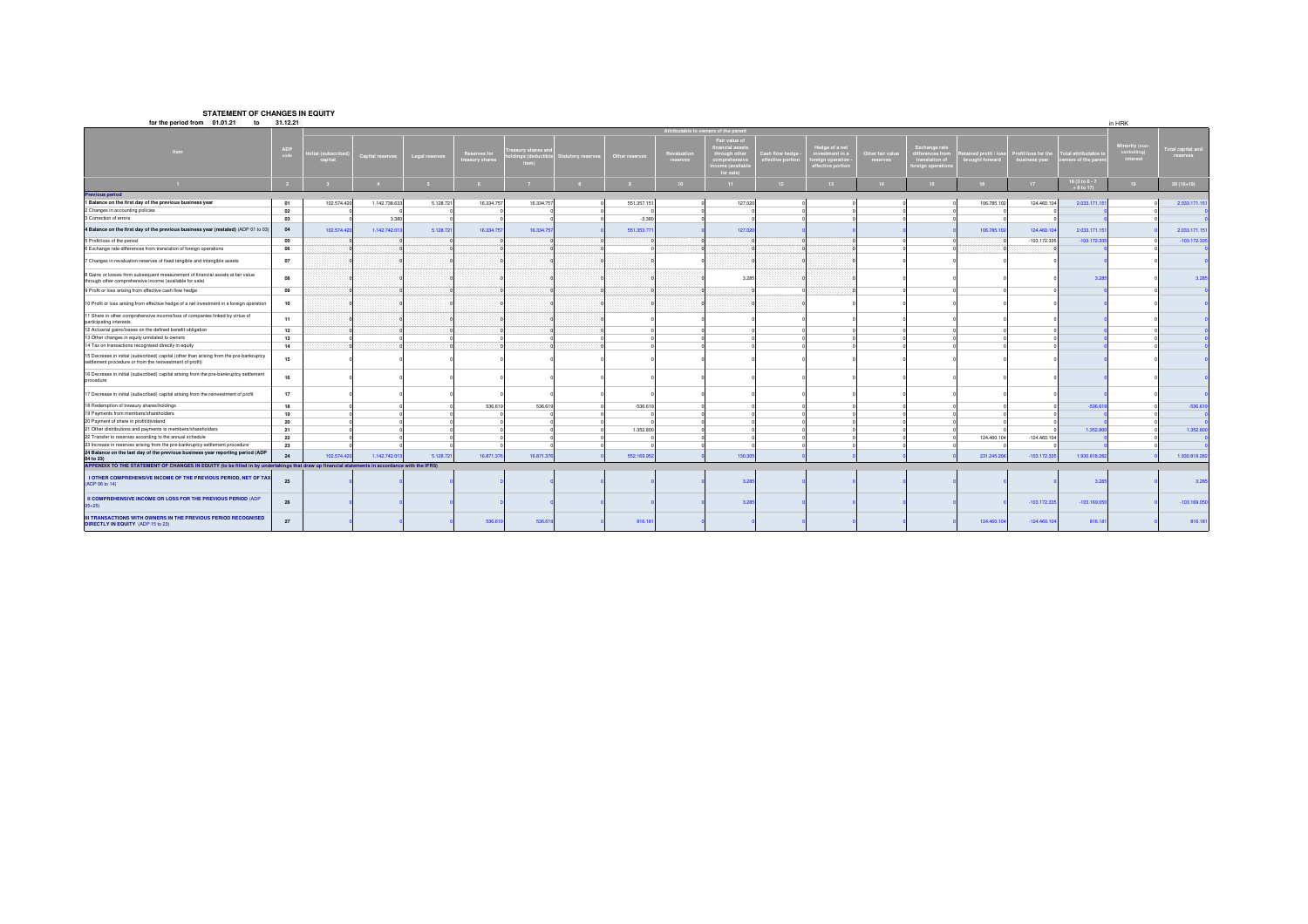## STATEMENT OF CHANGES IN EQUITY

for the period from 01.01.21 to 31.12.21

in HRK

| Item | ADP code | Attributable to owners of the parent | | | | | | | | | | | | | | | | Minority (non-controlling) interest | Total capital and reserves |
|---|---|---|---|---|---|---|---|---|---|---|---|---|---|---|---|---|---|---|---|
| | | Initial (subscribed) capital | Capital reserves | Legal reserves | Reserves for treasury shares | Treasury shares and holdings (deductible item) | Statutory reserves | Other reserves | Revaluation reserves | Fair value of financial assets through other comprehensive income (available for sale) | Cash flow hedge - effective portion | Hedge of a net investment in a foreign operation - effective portion | Other fair value reserves | Exchange rate differences from translation of foreign operations | Retained profit / loss brought forward | Profit/loss for the business year | Total attributable to owners of the parent | | |
| 1 | 2 | 3 | 4 | 5 | 6 | 7 | 8 | 9 | 10 | 11 | 12 | 13 | 14 | 15 | 16 | 17 | 18 (3 to 6 - 7 + 8 to 17) | 19 | 20 (18+19) |
| **Previous period** | | | | | | | | | | | | | | | | | | | |
| **1 Balance on the first day of the previous business year** | 01 | 102.574.420 | 1.142.738.633 | 5.128.721 | 16.334.757 | 16.334.757 | 0 | 551.357.151 | 0 | 127.020 | 0 | 0 | 0 | 0 | 106.785.102 | 124.460.104 | 2.033.171.151 | 0 | 2.033.171.151 |
| 2 Changes in accounting policies | 02 | 0 | 0 | 0 | 0 | 0 | 0 | 0 | 0 | 0 | 0 | 0 | 0 | 0 | 0 | 0 | 0 | 0 | 0 |
| 3 Correction of errors | 03 | 0 | 3.380 | 0 | 0 | 0 | 0 | -3.380 | 0 | 0 | 0 | 0 | 0 | 0 | 0 | 0 | 0 | 0 | 0 |
| **4 Balance on the first day of the previous business year (restated)** (ADP 01 to 03) | 04 | 102.574.420 | 1.142.742.013 | 5.128.721 | 16.334.757 | 16.334.757 | 0 | 551.353.771 | 0 | 127.020 | 0 | 0 | 0 | 0 | 106.785.102 | 124.460.104 | 2.033.171.151 | 0 | 2.033.171.151 |
| 5 Profit/loss of the period | 05 | 0 | 0 | 0 | 0 | 0 | 0 | 0 | 0 | 0 | 0 | 0 | 0 | 0 | 0 | -103.172.335 | -103.172.335 | 0 | -103.172.335 |
| 6 Exchange rate differences from translation of foreign operations | 06 | 0 | 0 | 0 | 0 | 0 | 0 | 0 | 0 | 0 | 0 | 0 | 0 | 0 | 0 | 0 | 0 | 0 | 0 |
| 7 Changes in revaluation reserves of fixed tangible and intangible assets | 07 | 0 | 0 | 0 | 0 | 0 | 0 | 0 | 0 | 0 | 0 | 0 | 0 | 0 | 0 | 0 | 0 | 0 | 0 |
| 8 Gains or losses from subsequent measurement of financial assets at fair value through other comprehensive income (available for sale) | 08 | 0 | 0 | 0 | 0 | 0 | 0 | 0 | 0 | 3.285 | 0 | 0 | 0 | 0 | 0 | 0 | 3.285 | 0 | 3.285 |
| 9 Profit or loss arising from effective cash flow hedge | 09 | 0 | 0 | 0 | 0 | 0 | 0 | 0 | 0 | 0 | 0 | 0 | 0 | 0 | 0 | 0 | 0 | 0 | 0 |
| 10 Profit or loss arising from effective hedge of a net investment in a foreign operation | 10 | 0 | 0 | 0 | 0 | 0 | 0 | 0 | 0 | 0 | 0 | 0 | 0 | 0 | 0 | 0 | 0 | 0 | 0 |
| 11 Share in other comprehensive income/loss of companies linked by virtue of participating interests | 11 | 0 | 0 | 0 | 0 | 0 | 0 | 0 | 0 | 0 | 0 | 0 | 0 | 0 | 0 | 0 | 0 | 0 | 0 |
| 12 Actuarial gains/losses on the defined benefit obligation | 12 | 0 | 0 | 0 | 0 | 0 | 0 | 0 | 0 | 0 | 0 | 0 | 0 | 0 | 0 | 0 | 0 | 0 | 0 |
| 13 Other changes in equity unrelated to owners | 13 | 0 | 0 | 0 | 0 | 0 | 0 | 0 | 0 | 0 | 0 | 0 | 0 | 0 | 0 | 0 | 0 | 0 | 0 |
| 14 Tax on transactions recognised directly in equity | 14 | 0 | 0 | 0 | 0 | 0 | 0 | 0 | 0 | 0 | 0 | 0 | 0 | 0 | 0 | 0 | 0 | 0 | 0 |
| 15 Decrease in initial (subscribed) capital (other than arising from the pre-bankruptcy settlement procedure or from the reinvestment of profit) | 15 | 0 | 0 | 0 | 0 | 0 | 0 | 0 | 0 | 0 | 0 | 0 | 0 | 0 | 0 | 0 | 0 | 0 | 0 |
| 16 Decrease in initial (subscribed) capital arising from the pre-bankruptcy settlement procedure | 16 | 0 | 0 | 0 | 0 | 0 | 0 | 0 | 0 | 0 | 0 | 0 | 0 | 0 | 0 | 0 | 0 | 0 | 0 |
| 17 Decrease in initial (subscribed) capital arising from the reinvestment of profit | 17 | 0 | 0 | 0 | 0 | 0 | 0 | 0 | 0 | 0 | 0 | 0 | 0 | 0 | 0 | 0 | 0 | 0 | 0 |
| 18 Redemption of treasury shares/holdings | 18 | 0 | 0 | 0 | 536.619 | 536.619 | 0 | -536.619 | 0 | 0 | 0 | 0 | 0 | 0 | 0 | 0 | -536.619 | 0 | -536.619 |
| 19 Payments from members/shareholders | 19 | 0 | 0 | 0 | 0 | 0 | 0 | 0 | 0 | 0 | 0 | 0 | 0 | 0 | 0 | 0 | 0 | 0 | 0 |
| 20 Payment of share in profit/dividend | 20 | 0 | 0 | 0 | 0 | 0 | 0 | 0 | 0 | 0 | 0 | 0 | 0 | 0 | 0 | 0 | 0 | 0 | 0 |
| 21 Other distributions and payments to members/shareholders | 21 | 0 | 0 | 0 | 0 | 0 | 0 | 1.352.800 | 0 | 0 | 0 | 0 | 0 | 0 | 0 | 0 | 1.352.800 | 0 | 1.352.800 |
| 22 Transfer to reserves according to the annual schedule | 22 | 0 | 0 | 0 | 0 | 0 | 0 | 0 | 0 | 0 | 0 | 0 | 0 | 0 | 124.460.104 | -124.460.104 | 0 | 0 | 0 |
| 23 Increase in reserves arising from the pre-bankruptcy settlement procedure | 23 | 0 | 0 | 0 | 0 | 0 | 0 | 0 | 0 | 0 | 0 | 0 | 0 | 0 | 0 | 0 | 0 | 0 | 0 |
| **24 Balance on the last day of the previous business year reporting period (ADP 04 to 23)** | 24 | 102.574.420 | 1.142.742.013 | 5.128.721 | 16.871.376 | 16.871.376 | 0 | 552.169.952 | 0 | 130.305 | 0 | 0 | 0 | 0 | 231.245.206 | -103.172.335 | 1.930.818.282 | 0 | 1.930.818.282 |
| **APPENDIX TO THE STATEMENT OF CHANGES IN EQUITY (to be filled in by undertakings that draw up financial statements in accordance with the IFRS)** | | | | | | | | | | | | | | | | | | | |
| **I OTHER COMPREHENSIVE INCOME OF THE PREVIOUS PERIOD, NET OF TAX** (ADP 06 to 14) | 25 | 0 | 0 | 0 | 0 | 0 | 0 | 0 | 0 | 3.285 | 0 | 0 | 0 | 0 | 0 | 0 | 3.285 | 0 | 3.285 |
| **II COMPREHENSIVE INCOME OR LOSS FOR THE PREVIOUS PERIOD** (ADP 05+25) | 26 | 0 | 0 | 0 | 0 | 0 | 0 | 0 | 0 | 3.285 | 0 | 0 | 0 | 0 | 0 | -103.172.335 | -103.169.050 | 0 | -103.169.050 |
| **III TRANSACTIONS WITH OWNERS IN THE PREVIOUS PERIOD RECOGNISED DIRECTLY IN EQUITY** (ADP 15 to 23) | 27 | 0 | 0 | 0 | 536.619 | 536.619 | 0 | 816.181 | 0 | 0 | 0 | 0 | 0 | 0 | 124.460.104 | -124.460.104 | 816.181 | 0 | 816.181 |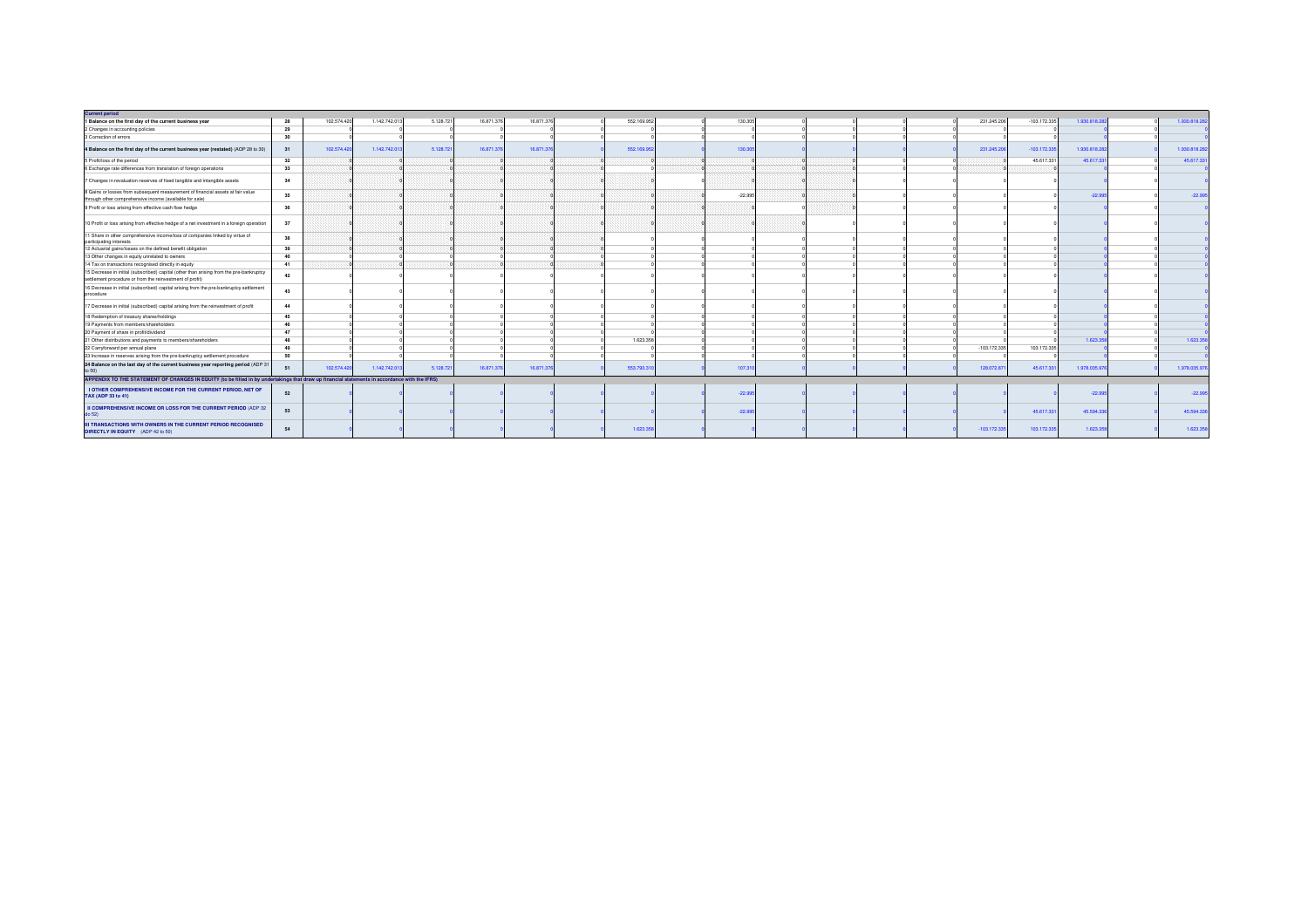| Current period | | | | | | | | | | | | | | | | | | | |
|---|---|---|---|---|---|---|---|---|---|---|---|---|---|---|---|---|---|---|---|
| 1 Balance on the first day of the current business year | 28 | 102.574.420 | 1.142.742.013 | 5.128.721 | 16.871.376 | 16.871.376 | 0 | 552.169.952 | 0 | 130.305 | 0 | 0 | 0 | 0 | 231.245.206 | -103.172.335 | 1.930.818.282 | 0 | 1.930.818.282 |
| 2 Changes in accounting policies | 29 | 0 | 0 | 0 | 0 | 0 | 0 | 0 | 0 | 0 | 0 | 0 | 0 | 0 | 0 | 0 | 0 | 0 | 0 |
| 3 Correction of errors | 30 | 0 | 0 | 0 | 0 | 0 | 0 | 0 | 0 | 0 | 0 | 0 | 0 | 0 | 0 | 0 | 0 | 0 | 0 |
| 4 Balance on the first day of the current business year (restated) (ADP 28 to 30) | 31 | 102.574.420 | 1.142.742.013 | 5.128.721 | 16.871.376 | 16.871.376 | 0 | 552.169.952 | 0 | 130.305 | 0 | 0 | 0 | 0 | 231.245.206 | -103.172.335 | 1.930.818.282 | 0 | 1.930.818.282 |
| 5 Profit/loss of the period | 32 | 0 | 0 | 0 | 0 | 0 | 0 | 0 | 0 | 0 | 0 | 0 | 0 | 0 | 0 | 45.617.331 | 45.617.331 | 0 | 45.617.331 |
| 6 Exchange rate differences from translation of foreign operations | 33 | 0 | 0 | 0 | 0 | 0 | 0 | 0 | 0 | 0 | 0 | 0 | 0 | 0 | 0 | 0 | 0 | 0 | 0 |
| 7 Changes in revaluation reserves of fixed tangible and intangible assets | 34 | 0 | 0 | 0 | 0 | 0 | 0 | 0 | 0 | 0 | 0 | 0 | 0 | 0 | 0 | 0 | 0 | 0 | 0 |
| 8 Gains or losses from subsequent measurement of financial assets at fair value through other comprehensive income (available for sale) | 35 | 0 | 0 | 0 | 0 | 0 | 0 | 0 | 0 | -22.995 | 0 | 0 | 0 | 0 | 0 | 0 | -22.995 | 0 | -22.995 |
| 9 Profit or loss arising from effective cash flow hedge | 36 | 0 | 0 | 0 | 0 | 0 | 0 | 0 | 0 | 0 | 0 | 0 | 0 | 0 | 0 | 0 | 0 | 0 | 0 |
| 10 Profit or loss arising from effective hedge of a net investment in a foreign operation | 37 | 0 | 0 | 0 | 0 | 0 | 0 | 0 | 0 | 0 | 0 | 0 | 0 | 0 | 0 | 0 | 0 | 0 | 0 |
| 11 Share in other comprehensive income/loss of companies linked by virtue of participating interests | 38 | 0 | 0 | 0 | 0 | 0 | 0 | 0 | 0 | 0 | 0 | 0 | 0 | 0 | 0 | 0 | 0 | 0 | 0 |
| 12 Actuarial gains/losses on the defined benefit obligation | 39 | 0 | 0 | 0 | 0 | 0 | 0 | 0 | 0 | 0 | 0 | 0 | 0 | 0 | 0 | 0 | 0 | 0 | 0 |
| 13 Other changes in equity unrelated to owners | 40 | 0 | 0 | 0 | 0 | 0 | 0 | 0 | 0 | 0 | 0 | 0 | 0 | 0 | 0 | 0 | 0 | 0 | 0 |
| 14 Tax on transactions recognised directly in equity | 41 | 0 | 0 | 0 | 0 | 0 | 0 | 0 | 0 | 0 | 0 | 0 | 0 | 0 | 0 | 0 | 0 | 0 | 0 |
| 15 Decrease in initial (subscribed) capital (other than arising from the pre-bankruptcy settlement procedure or from the reinvestment of profit) | 42 | 0 | 0 | 0 | 0 | 0 | 0 | 0 | 0 | 0 | 0 | 0 | 0 | 0 | 0 | 0 | 0 | 0 | 0 |
| 16 Decrease in initial (subscribed) capital arising from the pre-bankruptcy settlement procedure | 43 | 0 | 0 | 0 | 0 | 0 | 0 | 0 | 0 | 0 | 0 | 0 | 0 | 0 | 0 | 0 | 0 | 0 | 0 |
| 17 Decrease in initial (subscribed) capital arising from the reinvestment of profit | 44 | 0 | 0 | 0 | 0 | 0 | 0 | 0 | 0 | 0 | 0 | 0 | 0 | 0 | 0 | 0 | 0 | 0 | 0 |
| 18 Redemption of treasury shares/holdings | 45 | 0 | 0 | 0 | 0 | 0 | 0 | 0 | 0 | 0 | 0 | 0 | 0 | 0 | 0 | 0 | 0 | 0 | 0 |
| 19 Payments from members/shareholders | 46 | 0 | 0 | 0 | 0 | 0 | 0 | 0 | 0 | 0 | 0 | 0 | 0 | 0 | 0 | 0 | 0 | 0 | 0 |
| 20 Payment of share in profit/dividend | 47 | 0 | 0 | 0 | 0 | 0 | 0 | 0 | 0 | 0 | 0 | 0 | 0 | 0 | 0 | 0 | 0 | 0 | 0 |
| 21 Other distributions and payments to members/shareholders | 48 | 0 | 0 | 0 | 0 | 0 | 0 | 1.623.358 | 0 | 0 | 0 | 0 | 0 | 0 | 0 | 0 | 1.623.358 | 0 | 1.623.358 |
| 22 Carryforward per annual plane | 49 | 0 | 0 | 0 | 0 | 0 | 0 | 0 | 0 | 0 | 0 | 0 | 0 | 0 | -103.172.335 | 103.172.335 | 0 | 0 | 0 |
| 23 Increase in reserves arising from the pre-bankruptcy settlement procedure | 50 | 0 | 0 | 0 | 0 | 0 | 0 | 0 | 0 | 0 | 0 | 0 | 0 | 0 | 0 | 0 | 0 | 0 | 0 |
| 24 Balance on the last day of the current business year reporting period (ADP 31 to 50) | 51 | 102.574.420 | 1.142.742.013 | 5.128.721 | 16.871.376 | 16.871.376 | 0 | 553.793.310 | 0 | 107.310 | 0 | 0 | 0 | 0 | 128.072.871 | 45.617.331 | 1.976.035.976 | 0 | 1.976.035.976 |
| **APPENDIX TO THE STATEMENT OF CHANGES IN EQUITY (to be filled in by undertakings that draw up financial statements in accordance with the IFRS)** | | | | | | | | | | | | | | | | | | | |
| I OTHER COMPREHENSIVE INCOME FOR THE CURRENT PERIOD, NET OF TAX (ADP 33 to 41) | 52 | 0 | 0 | 0 | 0 | 0 | 0 | 0 | 0 | -22.995 | 0 | 0 | 0 | 0 | 0 | 0 | -22.995 | 0 | -22.995 |
| II COMPREHENSIVE INCOME OR LOSS FOR THE CURRENT PERIOD (ADP 32 do 52) | 53 | 0 | 0 | 0 | 0 | 0 | 0 | 0 | 0 | -22.995 | 0 | 0 | 0 | 0 | 0 | 45.617.331 | 45.594.336 | 0 | 45.594.336 |
| III TRANSACTIONS WITH OWNERS IN THE CURRENT PERIOD RECOGNISED DIRECTLY IN EQUITY (ADP 42 to 50) | 54 | 0 | 0 | 0 | 0 | 0 | 0 | 1.623.358 | 0 | 0 | 0 | 0 | 0 | 0 | -103.172.335 | 103.172.335 | 1.623.358 | 0 | 1.623.358 |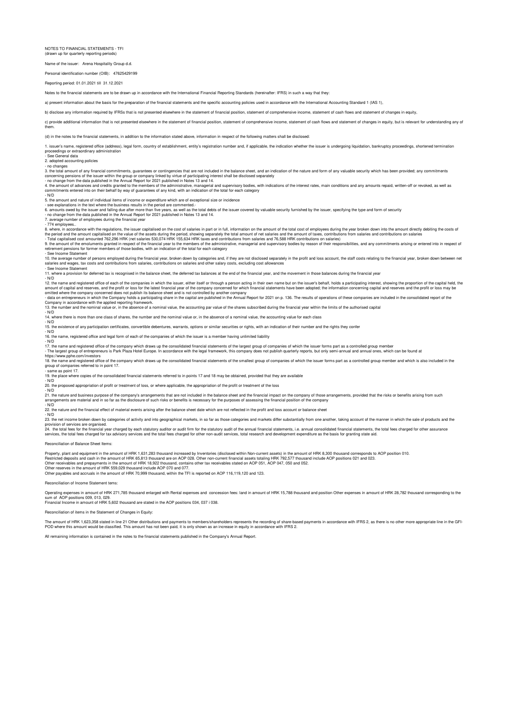NOTES TO FINANCIAL STATEMENTS - TFI
(drawn up for quarterly reporting periods)

Name of the issuer: Arena Hospitality Group d.d.

Personal identification number (OIB): 47625429199

Reporting period: 01.01.2021 till 31.12.2021

Notes to the financial statements are to be drawn up in accordance with the International Financial Reporting Standards (hereinafter: IFRS) in such a way that they:

a) present information about the basis for the preparation of the financial statements and the specific accounting policies used in accordance with the International Accounting Standard 1 (IAS 1),

b) disclose any information required by IFRSs that is not presented elsewhere in the statement of financial position, statement of comprehensive income, statement of cash flows and statement of changes in equity,

c) provide additional information that is not presented elsewhere in the statement of financial position, statement of comprehensive income, statement of cash flows and statement of changes in equity, but is relevant for understanding any of them.

(d) in the notes to the financial statements, in addition to the information stated above, information in respect of the following matters shall be disclosed:

1. issuer's name, registered office (address), legal form, country of establishment, entity's registration number and, if applicable, the indication whether the issuer is undergoing liquidation, bankruptcy proceedings, shortened termination proceedings or extraordinary administration
- See General data
2. adopted accounting policies
- no changes
3. the total amount of any financial commitments, guarantees or contingencies that are not included in the balance sheet, and an indication of the nature and form of any valuable security which has been provided; any commitments concerning pensions of the issuer within the group or company linked by virtue of participating interest shall be disclosed separately
- no change from the data published in the Annual Report for 2021 published in Notes 13 and 14.
4. the amount of advances and credits granted to the members of the administrative, managerial and supervisory bodies, with indications of the interest rates, main conditions and any amounts repaid, written-off or revoked, as well as commitments entered into on their behalf by way of guarantees of any kind, with an indication of the total for each category
- N/D
5. the amount and nature of individual items of income or expenditure which are of exceptional size or incidence
- see explanations in the text where the business results in the period are commented.-
6. amounts owed by the issuer and falling due after more than five years, as well as the total debts of the issuer covered by valuable security furnished by the issuer, specifying the type and form of security
- no change from the data published in the Annual Report for 2021 published in Notes 13 and 14.
7. average number of employees during the financial year
- 774 employees..
8. where, in accordance with the regulations, the issuer capitalised on the cost of salaries in part or in full, information on the amount of the total cost of employees during the year broken down into the amount directly debiting the costs of the period and the amount capitalised on the value of the assets during the period, showing separately the total amount of net salaries and the amount of taxes, contributions from salaries and contributions on salaries
- Total capitalised cost amounted 762,296 HRK (net salaries 530,074 HRK 155,634 HRK taxes and contributions from salaries and 76,588 HRK contributions on salaries)
9. the amount of the emoluments granted in respect of the financial year to the members of the administrative, managerial and supervisory bodies by reason of their responsibilities, and any commitments arising or entered into in respect of retirement pensions for former members of those bodies, with an indication of the total for each category
- See Income Statement
10. the average number of persons employed during the financial year, broken down by categories and, if they are not disclosed separately in the profit and loss account, the staff costs relating to the financial year, broken down between net salaries and wages, tax costs and contributions from salaries, contributions on salaries and other salary costs, excluding cost allowances
- See Income Statement
11. where a provision for deferred tax is recognised in the balance sheet, the deferred tax balances at the end of the financial year, and the movement in those balances during the financial year
- N/D
12. the name and registered office of each of the companies in which the issuer, either itself or through a person acting in their own name but on the issuer's behalf, holds a participating interest, showing the proportion of the capital held, the amount of capital and reserves, and the profit or loss for the latest financial year of the company concerned for which financial statements have been adopted; the information concerning capital and reserves and the profit or loss may be omitted where the company concerned does not publish its balance sheet and is not controlled by another company
- data on entrepreneurs in which the Company holds a participating share in the capital are published in the Annual Report for 2021 on p. 136. The results of operations of these companies are included in the consolidated report of the Company in accordance with the applied reporting framework.
13. the number and the nominal value or, in the absence of a nominal value, the accounting par value of the shares subscribed during the financial year within the limits of the authorised capital
- N/D
14. where there is more than one class of shares, the number and the nominal value or, in the absence of a nominal value, the accounting value for each class
- N/D
15. the existence of any participation certificates, convertible debentures, warrants, options or similar securities or rights, with an indication of their number and the rights they confer
- N/D
16. the name, registered office and legal form of each of the companies of which the issuer is a member having unlimited liability
- N/D
17. the name and registered office of the company which draws up the consolidated financial statements of the largest group of companies of which the issuer forms part as a controlled group member
- The largest group of entrepreneurs is Park Plaza Hotel Europe. In accordance with the legal framework, this company does not publish quarterly reports, but only semi-annual and annual ones, which can be found at https://www.pphe.com/investors
18. the name and registered office of the company which draws up the consolidated financial statements of the smallest group of companies of which the issuer forms part as a controlled group member and which is also included in the group of companies referred to in point 17.
- same as point 17.
19. the place where copies of the consolidated financial statements referred to in points 17 and 18 may be obtained, provided that they are available
- N/D
20. the proposed appropriation of profit or treatment of loss, or where applicable, the appropriation of the profit or treatment of the loss
- N/D
21. the nature and business purpose of the company's arrangements that are not included in the balance sheet and the financial impact on the company of those arrangements, provided that the risks or benefits arising from such arrangements are material and in so far as the disclosure of such risks or benefits is necessary for the purposes of assessing the financial position of the company
- N/D
22. the nature and the financial effect of material events arising after the balance sheet date which are not reflected in the profit and loss account or balance sheet
- N/D
23. the net income broken down by categories of activity and into geographical markets, in so far as those categories and markets differ substantially from one another, taking account of the manner in which the sale of products and the provision of services are organised.
24. the total fees for the financial year charged by each statutory auditor or audit firm for the statutory audit of the annual financial statements, i.e. annual consolidated financial statements, the total fees charged for other assurance services, the total fees charged for tax advisory services and the total fees charged for other non-audit services, total research and development expenditure as the basis for granting state aid.

Reconciliation of Balance Sheet Items:

Property, plant and equipment in the amount of HRK 1,631,283 thousand increased by Inventories (disclosed within Non-current assets) in the amount of HRK 8,300 thousand corresponds to AOP position 010.
Restricted deposits and cash in the amount of HRK 65,813 thousand are on AOP 028. Other non-current financial assets totaling HRK 792,577 thousand include AOP positions 021 and 023.
Other receivables and prepayments in the amount of HRK 18,922 thousand, contains other tax receivables stated on AOP 051, AOP 047, 050 and 052.
Other reserves in the amount of HRK 559,029 thousand include AOP 070 and 077.
Other payables and accruals in the amount of HRK 70,999 thousand, within the TFI is reported on AOP 116,119,120 and 123.

Reconciliation of Income Statement tems:

Operating expenses in amount of HRK 271,785 thousand enlarged with Rental expenses and concession fees: land in amount of HRK 15,788 thousand and position Other expenses in amount of HRK 28,782 thousand corresponding to the sum of AOP positions 009, 013, 029.
Financial Income in amount of HRK 5,602 thousand are stated in the AOP positions 034, 037 i 038.

Reconciliation of items in the Statement of Changes in Equity:

The amount of HRK 1,623,358 stated in line 21 Other distributions and payments to members/shareholders represents the recording of share-based payments in accordance with IFRS 2, as there is no other more appropriate line in the GFI-POD where this amount would be classified. This amount has not been paid, it is only shown as an increase in equity in accordance with IFRS 2.

All remaining information is contained in the notes to the financial statements published in the Company's Annual Report.